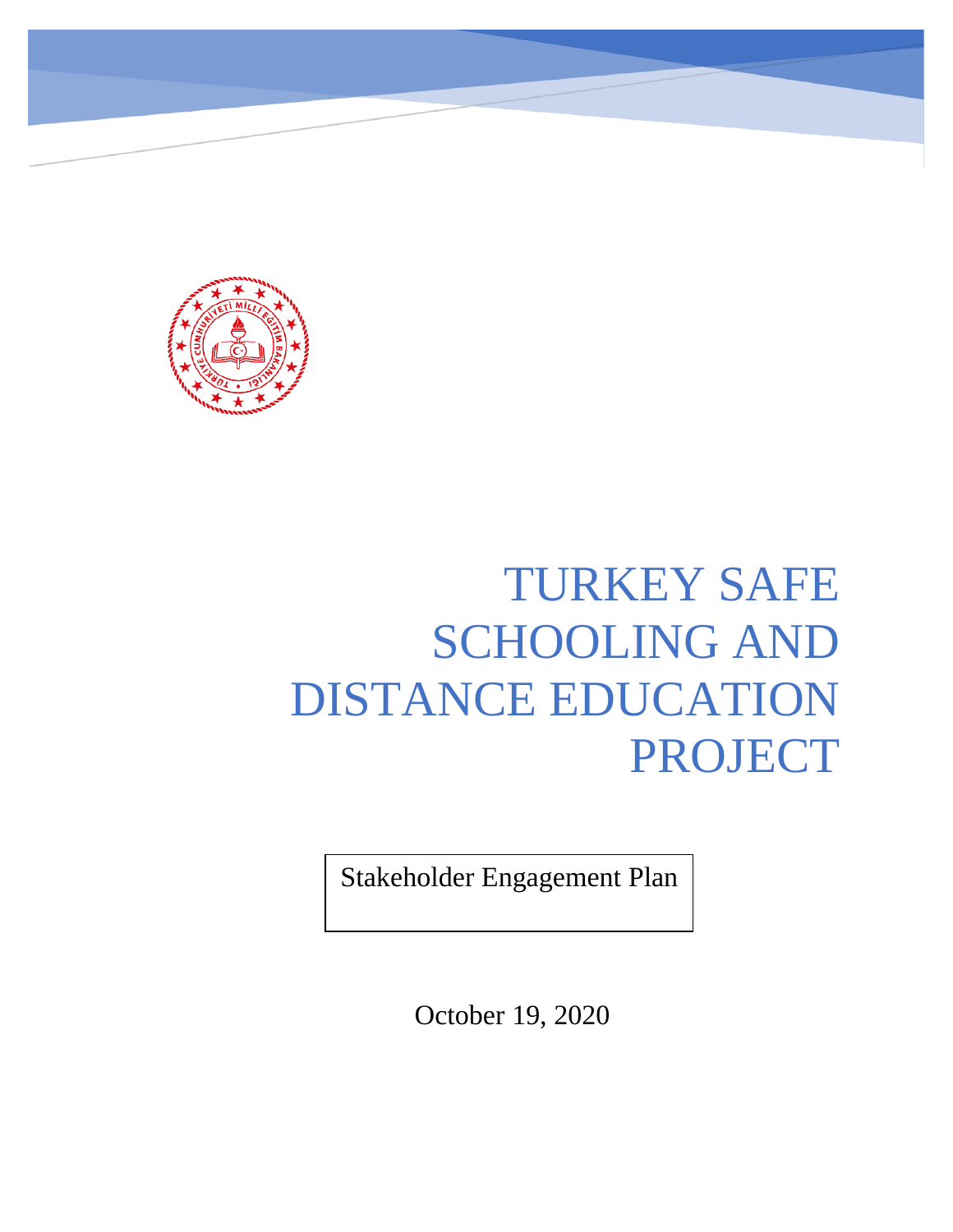# TURKEY SAFE SCHOOLING AND DISTANCE EDUCATION PROJECT

Stakeholder Engagement Plan

October 19, 2020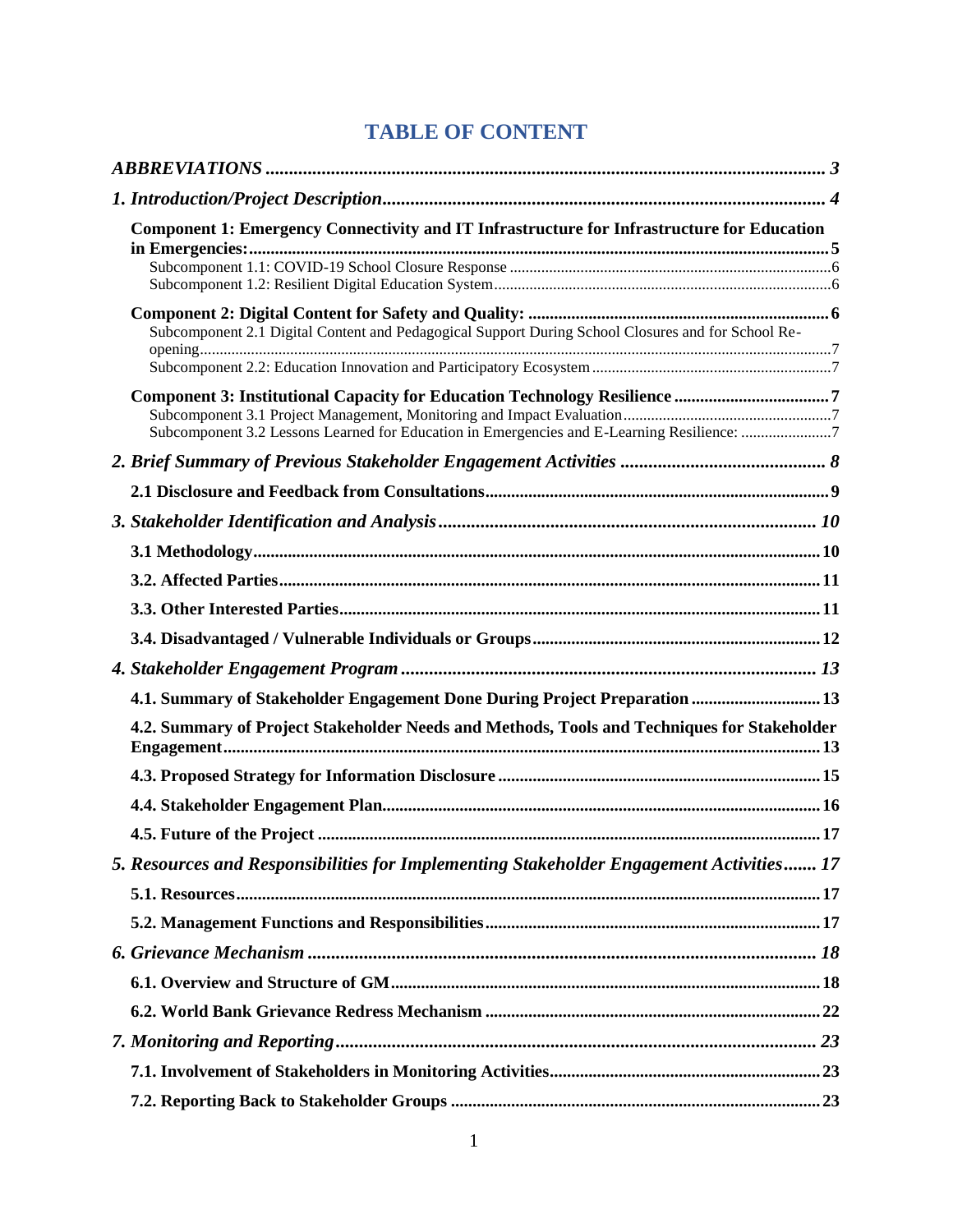# TABLE OF CONTENT

*ABBREVIATIONS* ........................................................................................................ *3*

*1. Introduction/Project Description* ........................................................................... *4*

**Component 1: Emergency Connectivity and IT Infrastructure for Infrastructure for Education in Emergencies:** ........................................................................................................ **5**

Subcomponent 1.1: COVID-19 School Closure Response ........................................................ 6

Subcomponent 1.2: Resilient Digital Education System ........................................................ 6

**Component 2: Digital Content for Safety and Quality:** ................................................... **6**

Subcomponent 2.1 Digital Content and Pedagogical Support During School Closures and for School Re-opening ........................................................................................................ 7

Subcomponent 2.2: Education Innovation and Participatory Ecosystem ...................................... 7

**Component 3: Institutional Capacity for Education Technology Resilience** ............................ **7**

Subcomponent 3.1 Project Management, Monitoring and Impact Evaluation ................................. 7

Subcomponent 3.2 Lessons Learned for Education in Emergencies and E-Learning Resilience: ........... 7

*2. Brief Summary of Previous Stakeholder Engagement Activities* ....................................... *8*

**2.1 Disclosure and Feedback from Consultations** ............................................................. **9**

*3. Stakeholder Identification and Analysis* .................................................................. *10*

**3.1 Methodology** ........................................................................................................ **10**

**3.2. Affected Parties** ................................................................................................... **11**

**3.3. Other Interested Parties** ........................................................................................ **11**

**3.4. Disadvantaged / Vulnerable Individuals or Groups** .................................................... **12**

*4. Stakeholder Engagement Program* ........................................................................... *13*

**4.1. Summary of Stakeholder Engagement Done During Project Preparation** ........................ **13**

**4.2. Summary of Project Stakeholder Needs and Methods, Tools and Techniques for Stakeholder Engagement** ........................................................................................................ **13**

**4.3. Proposed Strategy for Information Disclosure** ........................................................... **15**

**4.4. Stakeholder Engagement Plan** .................................................................................. **16**

**4.5. Future of the Project** ............................................................................................. **17**

*5. Resources and Responsibilities for Implementing Stakeholder Engagement Activities* ....... *17*

**5.1. Resources** ........................................................................................................... **17**

**5.2. Management Functions and Responsibilities** .............................................................. **17**

*6. Grievance Mechanism* ........................................................................................... *18*

**6.1. Overview and Structure of GM** ................................................................................ **18**

**6.2. World Bank Grievance Redress Mechanism** .............................................................. **22**

*7. Monitoring and Reporting* ...................................................................................... *23*

**7.1. Involvement of Stakeholders in Monitoring Activities** ................................................. **23**

**7.2. Reporting Back to Stakeholder Groups** ..................................................................... **23**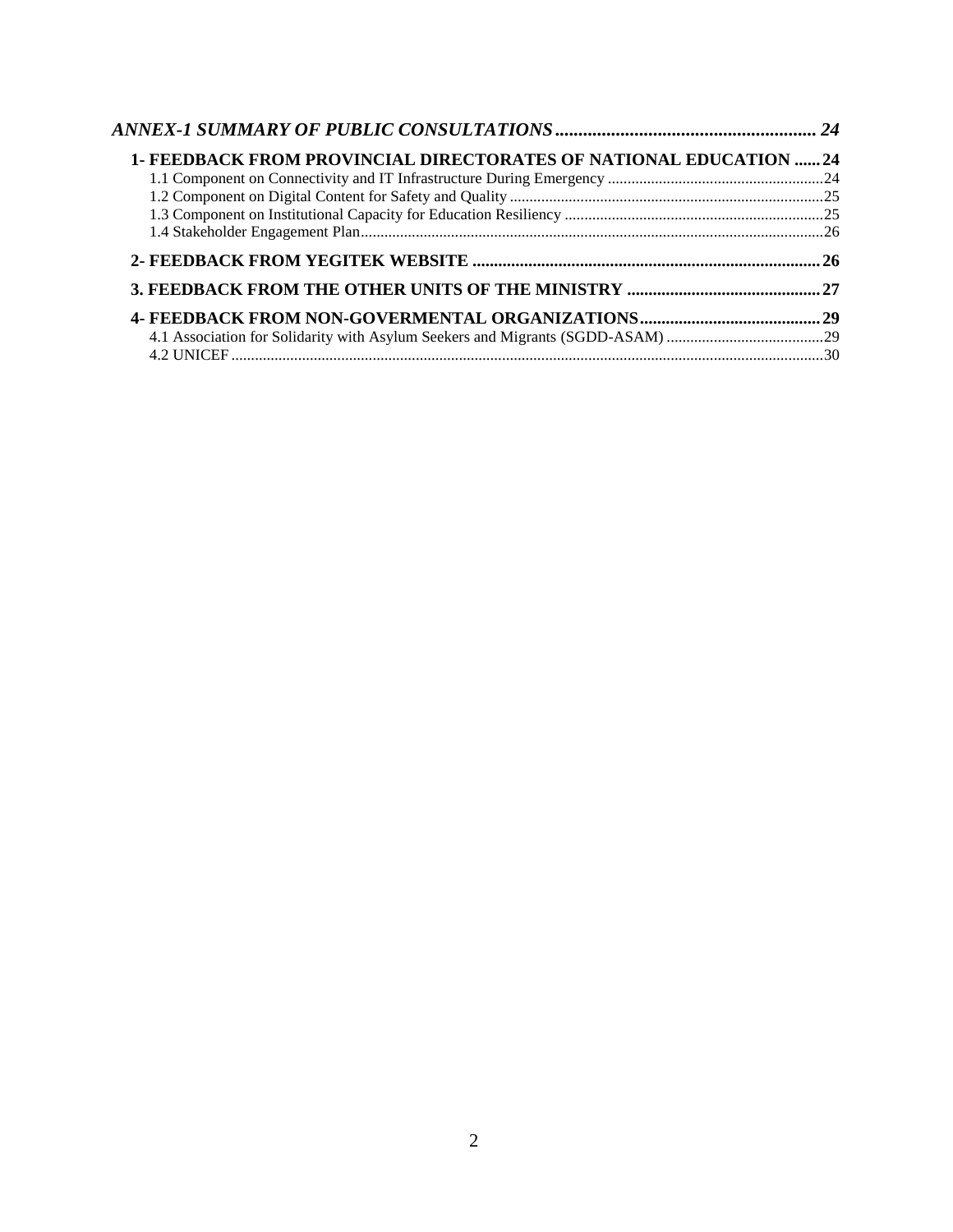*ANNEX-1 SUMMARY OF PUBLIC CONSULTATIONS ........................................................ 24*

**1- FEEDBACK FROM PROVINCIAL DIRECTORATES OF NATIONAL EDUCATION ...... 24**

1.1 Component on Connectivity and IT Infrastructure During Emergency ........................................................ 24

1.2 Component on Digital Content for Safety and Quality ........................................................ 25

1.3 Component on Institutional Capacity for Education Resiliency ........................................................ 25

1.4 Stakeholder Engagement Plan ........................................................ 26

**2- FEEDBACK FROM YEGITEK WEBSITE ........................................................ 26**

**3. FEEDBACK FROM THE OTHER UNITS OF THE MINISTRY ........................................................ 27**

**4- FEEDBACK FROM NON-GOVERMENTAL ORGANIZATIONS ........................................................ 29**

4.1 Association for Solidarity with Asylum Seekers and Migrants (SGDD-ASAM) ........................................................ 29

4.2 UNICEF ........................................................ 30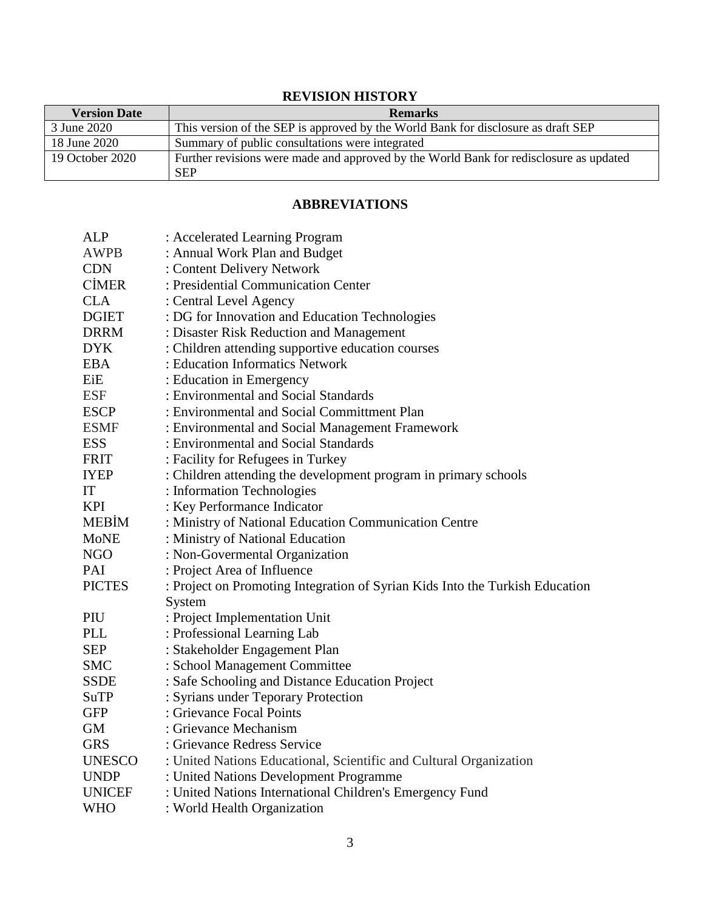## REVISION HISTORY

| Version Date | Remarks |
| --- | --- |
| 3 June 2020 | This version of the SEP is approved by the World Bank for disclosure as draft SEP |
| 18 June 2020 | Summary of public consultations were integrated |
| 19 October 2020 | Further revisions were made and approved by the World Bank for redisclosure as updated SEP |

## ABBREVIATIONS

| | |
| --- | --- |
| ALP | : Accelerated Learning Program |
| AWPB | : Annual Work Plan and Budget |
| CDN | : Content Delivery Network |
| CİMER | : Presidential Communication Center |
| CLA | : Central Level Agency |
| DGIET | : DG for Innovation and Education Technologies |
| DRRM | : Disaster Risk Reduction and Management |
| DYK | : Children attending supportive education courses |
| EBA | : Education Informatics Network |
| EiE | : Education in Emergency |
| ESF | : Environmental and Social Standards |
| ESCP | : Environmental and Social Committment Plan |
| ESMF | : Environmental and Social Management Framework |
| ESS | : Environmental and Social Standards |
| FRIT | : Facility for Refugees in Turkey |
| IYEP | : Children attending the development program in primary schools |
| IT | : Information Technologies |
| KPI | : Key Performance Indicator |
| MEBİM | : Ministry of National Education Communication Centre |
| MoNE | : Ministry of National Education |
| NGO | : Non-Govermental Organization |
| PAI | : Project Area of Influence |
| PICTES | : Project on Promoting Integration of Syrian Kids Into the Turkish Education System |
| PIU | : Project Implementation Unit |
| PLL | : Professional Learning Lab |
| SEP | : Stakeholder Engagement Plan |
| SMC | : School Management Committee |
| SSDE | : Safe Schooling and Distance Education Project |
| SuTP | : Syrians under Teporary Protection |
| GFP | : Grievance Focal Points |
| GM | : Grievance Mechanism |
| GRS | : Grievance Redress Service |
| UNESCO | : United Nations Educational, Scientific and Cultural Organization |
| UNDP | : United Nations Development Programme |
| UNICEF | : United Nations International Children's Emergency Fund |
| WHO | : World Health Organization |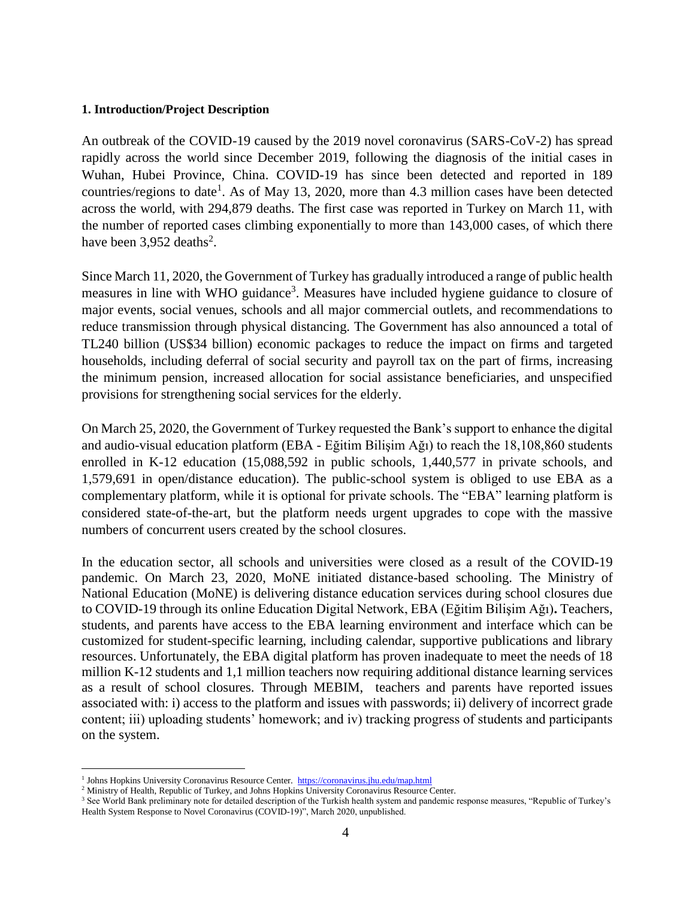**1. Introduction/Project Description**

An outbreak of the COVID-19 caused by the 2019 novel coronavirus (SARS-CoV-2) has spread rapidly across the world since December 2019, following the diagnosis of the initial cases in Wuhan, Hubei Province, China. COVID-19 has since been detected and reported in 189 countries/regions to date[1]. As of May 13, 2020, more than 4.3 million cases have been detected across the world, with 294,879 deaths. The first case was reported in Turkey on March 11, with the number of reported cases climbing exponentially to more than 143,000 cases, of which there have been 3,952 deaths[2].

Since March 11, 2020, the Government of Turkey has gradually introduced a range of public health measures in line with WHO guidance[3]. Measures have included hygiene guidance to closure of major events, social venues, schools and all major commercial outlets, and recommendations to reduce transmission through physical distancing. The Government has also announced a total of TL240 billion (US$34 billion) economic packages to reduce the impact on firms and targeted households, including deferral of social security and payroll tax on the part of firms, increasing the minimum pension, increased allocation for social assistance beneficiaries, and unspecified provisions for strengthening social services for the elderly.

On March 25, 2020, the Government of Turkey requested the Bank's support to enhance the digital and audio-visual education platform (EBA - Eğitim Bilişim Ağı) to reach the 18,108,860 students enrolled in K-12 education (15,088,592 in public schools, 1,440,577 in private schools, and 1,579,691 in open/distance education). The public-school system is obliged to use EBA as a complementary platform, while it is optional for private schools. The "EBA" learning platform is considered state-of-the-art, but the platform needs urgent upgrades to cope with the massive numbers of concurrent users created by the school closures.

In the education sector, all schools and universities were closed as a result of the COVID-19 pandemic. On March 23, 2020, MoNE initiated distance-based schooling. The Ministry of National Education (MoNE) is delivering distance education services during school closures due to COVID-19 through its online Education Digital Network, EBA (Eğitim Bilişim Ağı)**.** Teachers, students, and parents have access to the EBA learning environment and interface which can be customized for student-specific learning, including calendar, supportive publications and library resources. Unfortunately, the EBA digital platform has proven inadequate to meet the needs of 18 million K-12 students and 1,1 million teachers now requiring additional distance learning services as a result of school closures. Through MEBIM, teachers and parents have reported issues associated with: i) access to the platform and issues with passwords; ii) delivery of incorrect grade content; iii) uploading students' homework; and iv) tracking progress of students and participants on the system.

[1] Johns Hopkins University Coronavirus Resource Center. https://coronavirus.jhu.edu/map.html

[2] Ministry of Health, Republic of Turkey, and Johns Hopkins University Coronavirus Resource Center.

[3] See World Bank preliminary note for detailed description of the Turkish health system and pandemic response measures, "Republic of Turkey's Health System Response to Novel Coronavirus (COVID-19)", March 2020, unpublished.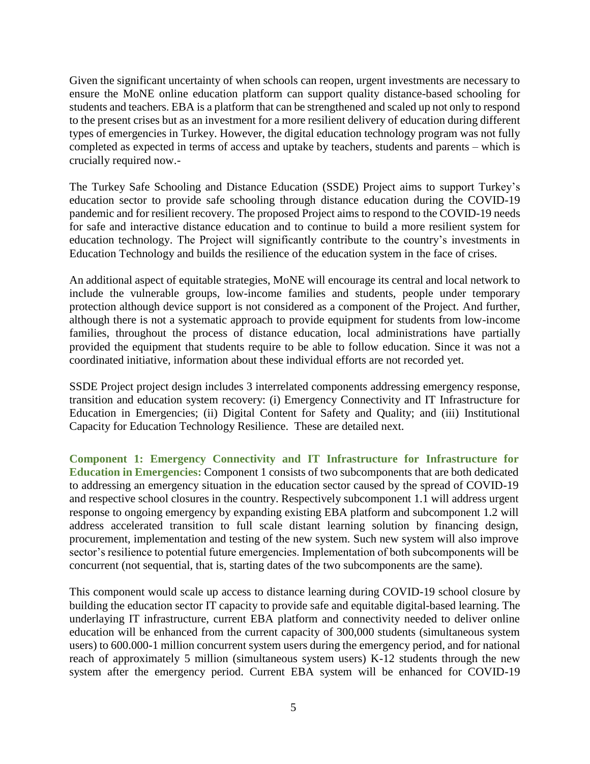Given the significant uncertainty of when schools can reopen, urgent investments are necessary to ensure the MoNE online education platform can support quality distance-based schooling for students and teachers. EBA is a platform that can be strengthened and scaled up not only to respond to the present crises but as an investment for a more resilient delivery of education during different types of emergencies in Turkey. However, the digital education technology program was not fully completed as expected in terms of access and uptake by teachers, students and parents – which is crucially required now.-

The Turkey Safe Schooling and Distance Education (SSDE) Project aims to support Turkey's education sector to provide safe schooling through distance education during the COVID-19 pandemic and for resilient recovery. The proposed Project aims to respond to the COVID-19 needs for safe and interactive distance education and to continue to build a more resilient system for education technology. The Project will significantly contribute to the country's investments in Education Technology and builds the resilience of the education system in the face of crises.

An additional aspect of equitable strategies, MoNE will encourage its central and local network to include the vulnerable groups, low-income families and students, people under temporary protection although device support is not considered as a component of the Project. And further, although there is not a systematic approach to provide equipment for students from low-income families, throughout the process of distance education, local administrations have partially provided the equipment that students require to be able to follow education. Since it was not a coordinated initiative, information about these individual efforts are not recorded yet.

SSDE Project project design includes 3 interrelated components addressing emergency response, transition and education system recovery: (i) Emergency Connectivity and IT Infrastructure for Education in Emergencies; (ii) Digital Content for Safety and Quality; and (iii) Institutional Capacity for Education Technology Resilience. These are detailed next.

**Component 1: Emergency Connectivity and IT Infrastructure for Infrastructure for Education in Emergencies:** Component 1 consists of two subcomponents that are both dedicated to addressing an emergency situation in the education sector caused by the spread of COVID-19 and respective school closures in the country. Respectively subcomponent 1.1 will address urgent response to ongoing emergency by expanding existing EBA platform and subcomponent 1.2 will address accelerated transition to full scale distant learning solution by financing design, procurement, implementation and testing of the new system. Such new system will also improve sector's resilience to potential future emergencies. Implementation of both subcomponents will be concurrent (not sequential, that is, starting dates of the two subcomponents are the same).

This component would scale up access to distance learning during COVID-19 school closure by building the education sector IT capacity to provide safe and equitable digital-based learning. The underlaying IT infrastructure, current EBA platform and connectivity needed to deliver online education will be enhanced from the current capacity of 300,000 students (simultaneous system users) to 600.000-1 million concurrent system users during the emergency period, and for national reach of approximately 5 million (simultaneous system users) K-12 students through the new system after the emergency period. Current EBA system will be enhanced for COVID-19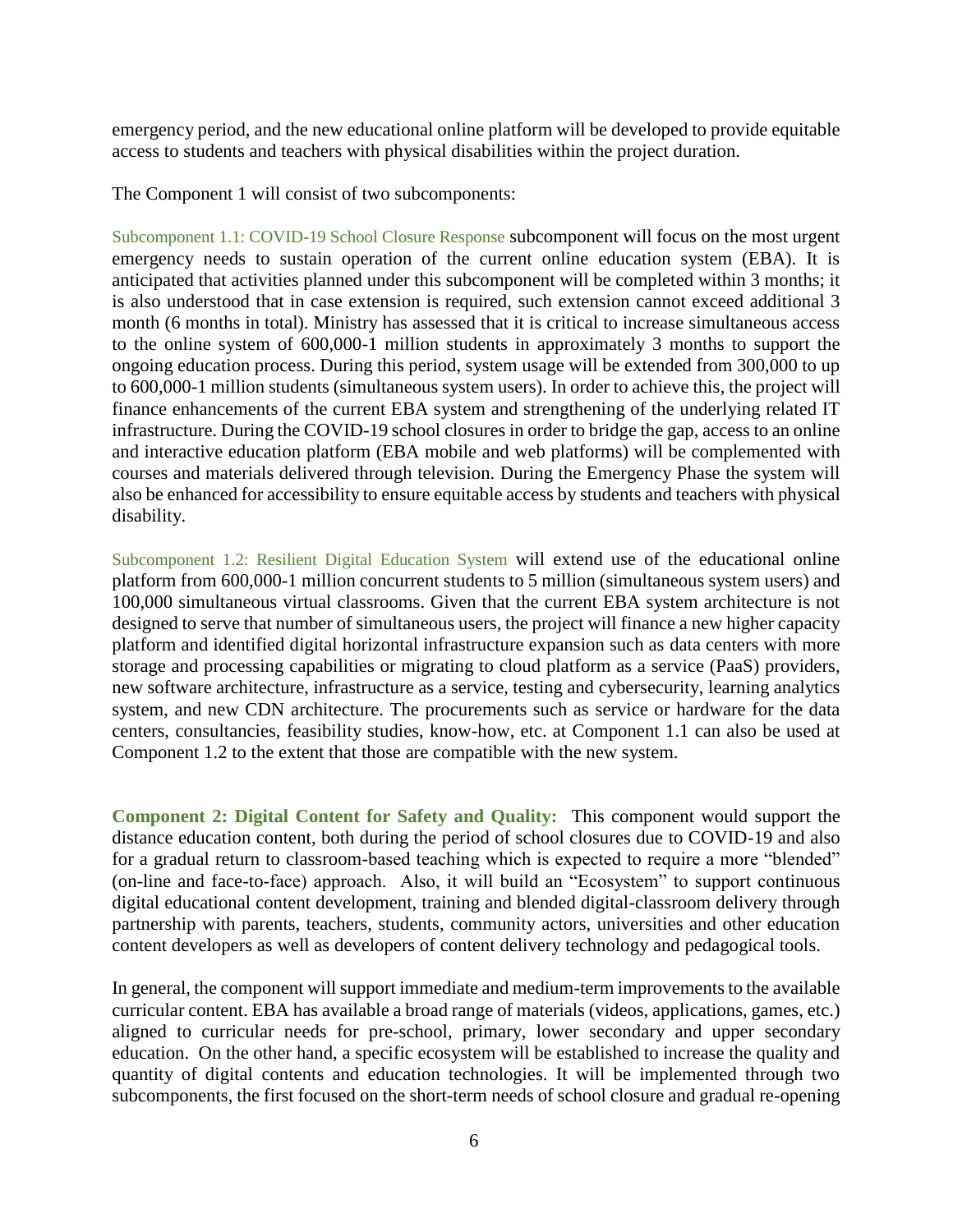emergency period, and the new educational online platform will be developed to provide equitable access to students and teachers with physical disabilities within the project duration.

The Component 1 will consist of two subcomponents:

Subcomponent 1.1: COVID-19 School Closure Response subcomponent will focus on the most urgent emergency needs to sustain operation of the current online education system (EBA). It is anticipated that activities planned under this subcomponent will be completed within 3 months; it is also understood that in case extension is required, such extension cannot exceed additional 3 month (6 months in total). Ministry has assessed that it is critical to increase simultaneous access to the online system of 600,000-1 million students in approximately 3 months to support the ongoing education process. During this period, system usage will be extended from 300,000 to up to 600,000-1 million students (simultaneous system users). In order to achieve this, the project will finance enhancements of the current EBA system and strengthening of the underlying related IT infrastructure. During the COVID-19 school closures in order to bridge the gap, access to an online and interactive education platform (EBA mobile and web platforms) will be complemented with courses and materials delivered through television. During the Emergency Phase the system will also be enhanced for accessibility to ensure equitable access by students and teachers with physical disability.

Subcomponent 1.2: Resilient Digital Education System will extend use of the educational online platform from 600,000-1 million concurrent students to 5 million (simultaneous system users) and 100,000 simultaneous virtual classrooms. Given that the current EBA system architecture is not designed to serve that number of simultaneous users, the project will finance a new higher capacity platform and identified digital horizontal infrastructure expansion such as data centers with more storage and processing capabilities or migrating to cloud platform as a service (PaaS) providers, new software architecture, infrastructure as a service, testing and cybersecurity, learning analytics system, and new CDN architecture. The procurements such as service or hardware for the data centers, consultancies, feasibility studies, know-how, etc. at Component 1.1 can also be used at Component 1.2 to the extent that those are compatible with the new system.

**Component 2: Digital Content for Safety and Quality:** This component would support the distance education content, both during the period of school closures due to COVID-19 and also for a gradual return to classroom-based teaching which is expected to require a more "blended" (on-line and face-to-face) approach. Also, it will build an "Ecosystem" to support continuous digital educational content development, training and blended digital-classroom delivery through partnership with parents, teachers, students, community actors, universities and other education content developers as well as developers of content delivery technology and pedagogical tools.

In general, the component will support immediate and medium-term improvements to the available curricular content. EBA has available a broad range of materials (videos, applications, games, etc.) aligned to curricular needs for pre-school, primary, lower secondary and upper secondary education. On the other hand, a specific ecosystem will be established to increase the quality and quantity of digital contents and education technologies. It will be implemented through two subcomponents, the first focused on the short-term needs of school closure and gradual re-opening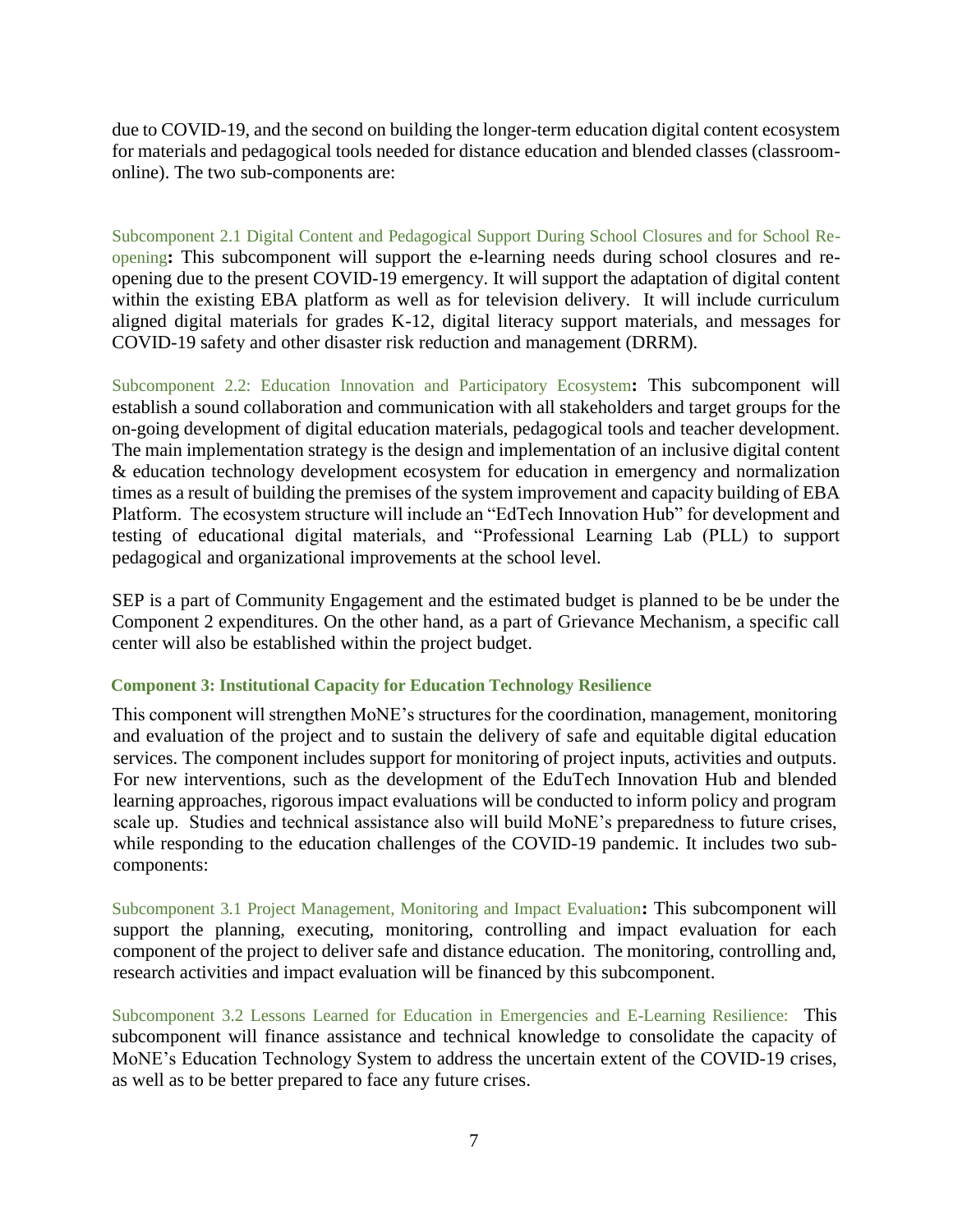due to COVID-19, and the second on building the longer-term education digital content ecosystem for materials and pedagogical tools needed for distance education and blended classes (classroom-online). The two sub-components are:

Subcomponent 2.1 Digital Content and Pedagogical Support During School Closures and for School Re-opening**:** This subcomponent will support the e-learning needs during school closures and re-opening due to the present COVID-19 emergency. It will support the adaptation of digital content within the existing EBA platform as well as for television delivery. It will include curriculum aligned digital materials for grades K-12, digital literacy support materials, and messages for COVID-19 safety and other disaster risk reduction and management (DRRM).

Subcomponent 2.2: Education Innovation and Participatory Ecosystem**:** This subcomponent will establish a sound collaboration and communication with all stakeholders and target groups for the on-going development of digital education materials, pedagogical tools and teacher development. The main implementation strategy is the design and implementation of an inclusive digital content & education technology development ecosystem for education in emergency and normalization times as a result of building the premises of the system improvement and capacity building of EBA Platform. The ecosystem structure will include an "EdTech Innovation Hub" for development and testing of educational digital materials, and "Professional Learning Lab (PLL) to support pedagogical and organizational improvements at the school level.

SEP is a part of Community Engagement and the estimated budget is planned to be be under the Component 2 expenditures. On the other hand, as a part of Grievance Mechanism, a specific call center will also be established within the project budget.

**Component 3: Institutional Capacity for Education Technology Resilience**

This component will strengthen MoNE's structures for the coordination, management, monitoring and evaluation of the project and to sustain the delivery of safe and equitable digital education services. The component includes support for monitoring of project inputs, activities and outputs. For new interventions, such as the development of the EduTech Innovation Hub and blended learning approaches, rigorous impact evaluations will be conducted to inform policy and program scale up. Studies and technical assistance also will build MoNE's preparedness to future crises, while responding to the education challenges of the COVID-19 pandemic. It includes two sub-components:

Subcomponent 3.1 Project Management, Monitoring and Impact Evaluation**:** This subcomponent will support the planning, executing, monitoring, controlling and impact evaluation for each component of the project to deliver safe and distance education. The monitoring, controlling and, research activities and impact evaluation will be financed by this subcomponent.

Subcomponent 3.2 Lessons Learned for Education in Emergencies and E-Learning Resilience: This subcomponent will finance assistance and technical knowledge to consolidate the capacity of MoNE's Education Technology System to address the uncertain extent of the COVID-19 crises, as well as to be better prepared to face any future crises.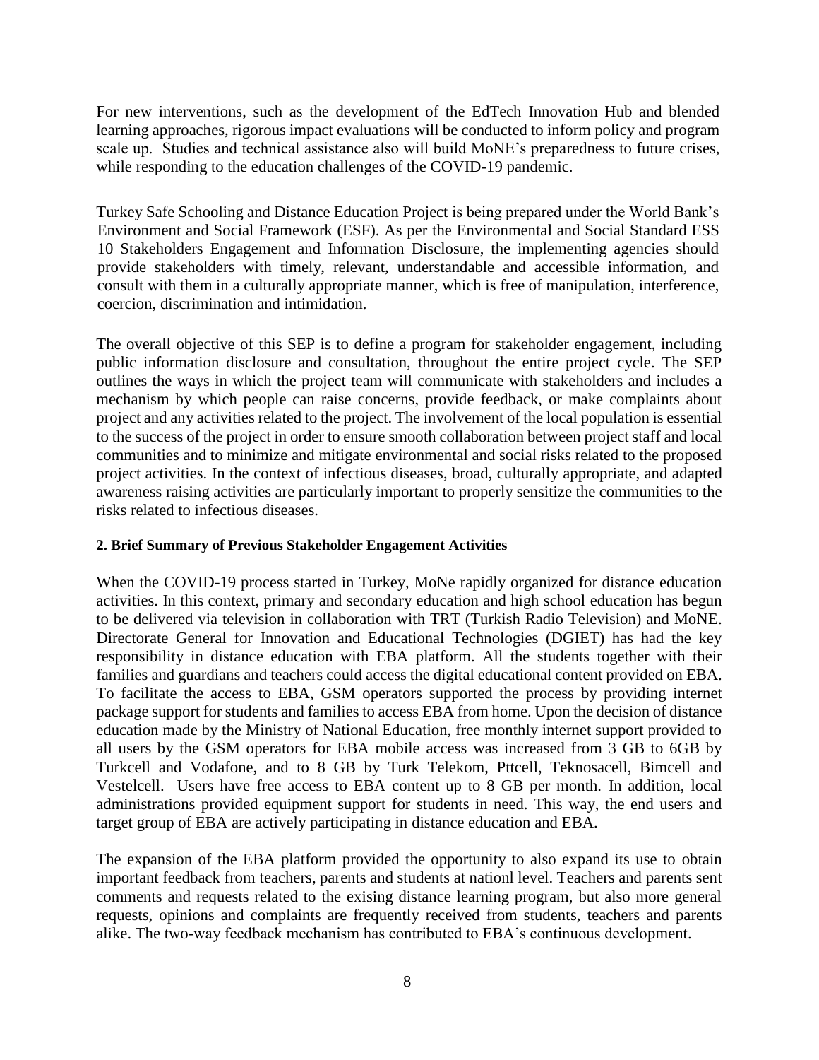For new interventions, such as the development of the EdTech Innovation Hub and blended learning approaches, rigorous impact evaluations will be conducted to inform policy and program scale up. Studies and technical assistance also will build MoNE's preparedness to future crises, while responding to the education challenges of the COVID-19 pandemic.

Turkey Safe Schooling and Distance Education Project is being prepared under the World Bank's Environment and Social Framework (ESF). As per the Environmental and Social Standard ESS 10 Stakeholders Engagement and Information Disclosure, the implementing agencies should provide stakeholders with timely, relevant, understandable and accessible information, and consult with them in a culturally appropriate manner, which is free of manipulation, interference, coercion, discrimination and intimidation.

The overall objective of this SEP is to define a program for stakeholder engagement, including public information disclosure and consultation, throughout the entire project cycle. The SEP outlines the ways in which the project team will communicate with stakeholders and includes a mechanism by which people can raise concerns, provide feedback, or make complaints about project and any activities related to the project. The involvement of the local population is essential to the success of the project in order to ensure smooth collaboration between project staff and local communities and to minimize and mitigate environmental and social risks related to the proposed project activities. In the context of infectious diseases, broad, culturally appropriate, and adapted awareness raising activities are particularly important to properly sensitize the communities to the risks related to infectious diseases.

**2. Brief Summary of Previous Stakeholder Engagement Activities**

When the COVID-19 process started in Turkey, MoNe rapidly organized for distance education activities. In this context, primary and secondary education and high school education has begun to be delivered via television in collaboration with TRT (Turkish Radio Television) and MoNE. Directorate General for Innovation and Educational Technologies (DGIET) has had the key responsibility in distance education with EBA platform. All the students together with their families and guardians and teachers could access the digital educational content provided on EBA. To facilitate the access to EBA, GSM operators supported the process by providing internet package support for students and families to access EBA from home. Upon the decision of distance education made by the Ministry of National Education, free monthly internet support provided to all users by the GSM operators for EBA mobile access was increased from 3 GB to 6GB by Turkcell and Vodafone, and to 8 GB by Turk Telekom, Pttcell, Teknosacell, Bimcell and Vestelcell. Users have free access to EBA content up to 8 GB per month. In addition, local administrations provided equipment support for students in need. This way, the end users and target group of EBA are actively participating in distance education and EBA.

The expansion of the EBA platform provided the opportunity to also expand its use to obtain important feedback from teachers, parents and students at nationl level. Teachers and parents sent comments and requests related to the exising distance learning program, but also more general requests, opinions and complaints are frequently received from students, teachers and parents alike. The two-way feedback mechanism has contributed to EBA's continuous development.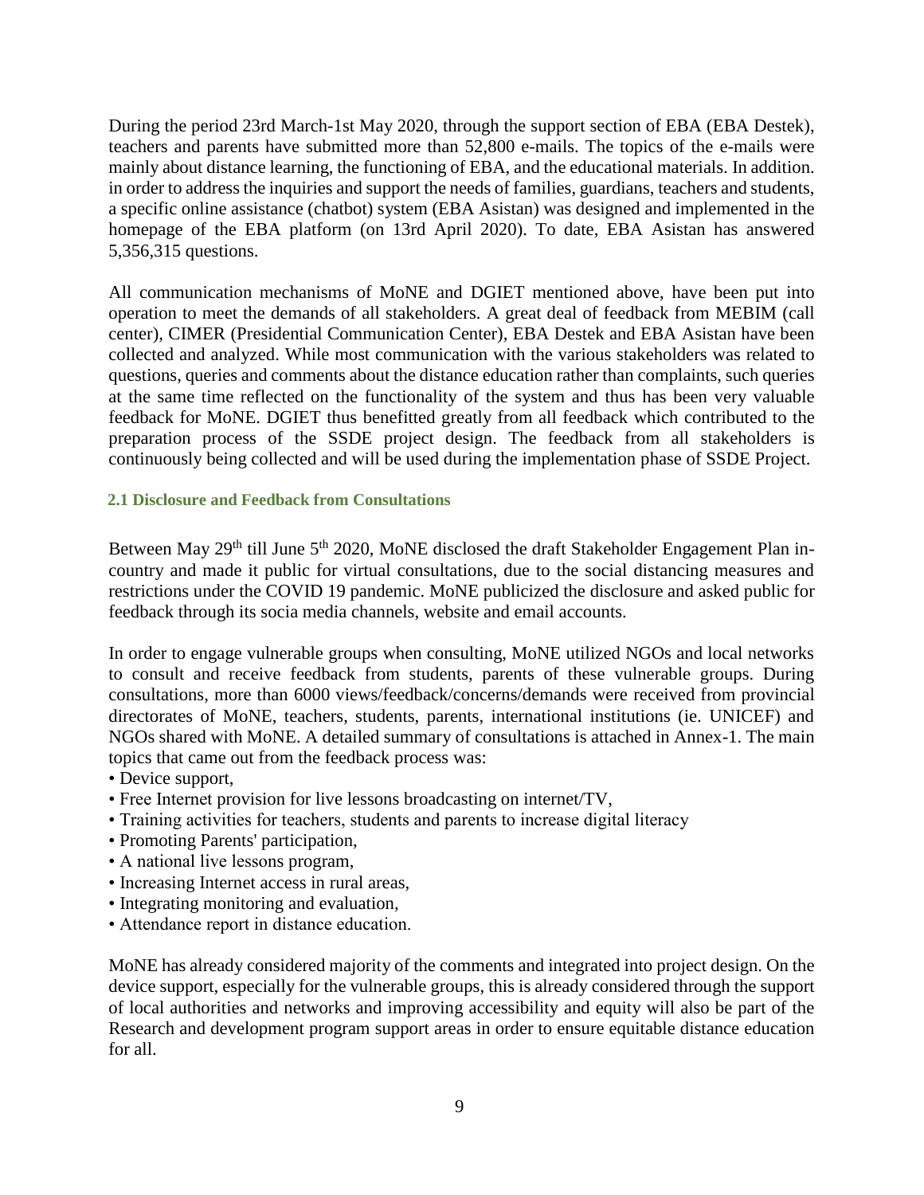During the period 23rd March-1st May 2020, through the support section of EBA (EBA Destek), teachers and parents have submitted more than 52,800 e-mails. The topics of the e-mails were mainly about distance learning, the functioning of EBA, and the educational materials. In addition. in order to address the inquiries and support the needs of families, guardians, teachers and students, a specific online assistance (chatbot) system (EBA Asistan) was designed and implemented in the homepage of the EBA platform (on 13rd April 2020). To date, EBA Asistan has answered 5,356,315 questions.

All communication mechanisms of MoNE and DGIET mentioned above, have been put into operation to meet the demands of all stakeholders. A great deal of feedback from MEBIM (call center), CIMER (Presidential Communication Center), EBA Destek and EBA Asistan have been collected and analyzed. While most communication with the various stakeholders was related to questions, queries and comments about the distance education rather than complaints, such queries at the same time reflected on the functionality of the system and thus has been very valuable feedback for MoNE. DGIET thus benefitted greatly from all feedback which contributed to the preparation process of the SSDE project design. The feedback from all stakeholders is continuously being collected and will be used during the implementation phase of SSDE Project.

### 2.1 Disclosure and Feedback from Consultations

Between May 29th till June 5th 2020, MoNE disclosed the draft Stakeholder Engagement Plan in-country and made it public for virtual consultations, due to the social distancing measures and restrictions under the COVID 19 pandemic. MoNE publicized the disclosure and asked public for feedback through its socia media channels, website and email accounts.

In order to engage vulnerable groups when consulting, MoNE utilized NGOs and local networks to consult and receive feedback from students, parents of these vulnerable groups. During consultations, more than 6000 views/feedback/concerns/demands were received from provincial directorates of MoNE, teachers, students, parents, international institutions (ie. UNICEF) and NGOs shared with MoNE. A detailed summary of consultations is attached in Annex-1. The main topics that came out from the feedback process was:

- Device support,
- Free Internet provision for live lessons broadcasting on internet/TV,
- Training activities for teachers, students and parents to increase digital literacy
- Promoting Parents' participation,
- A national live lessons program,
- Increasing Internet access in rural areas,
- Integrating monitoring and evaluation,
- Attendance report in distance education.

MoNE has already considered majority of the comments and integrated into project design. On the device support, especially for the vulnerable groups, this is already considered through the support of local authorities and networks and improving accessibility and equity will also be part of the Research and development program support areas in order to ensure equitable distance education for all.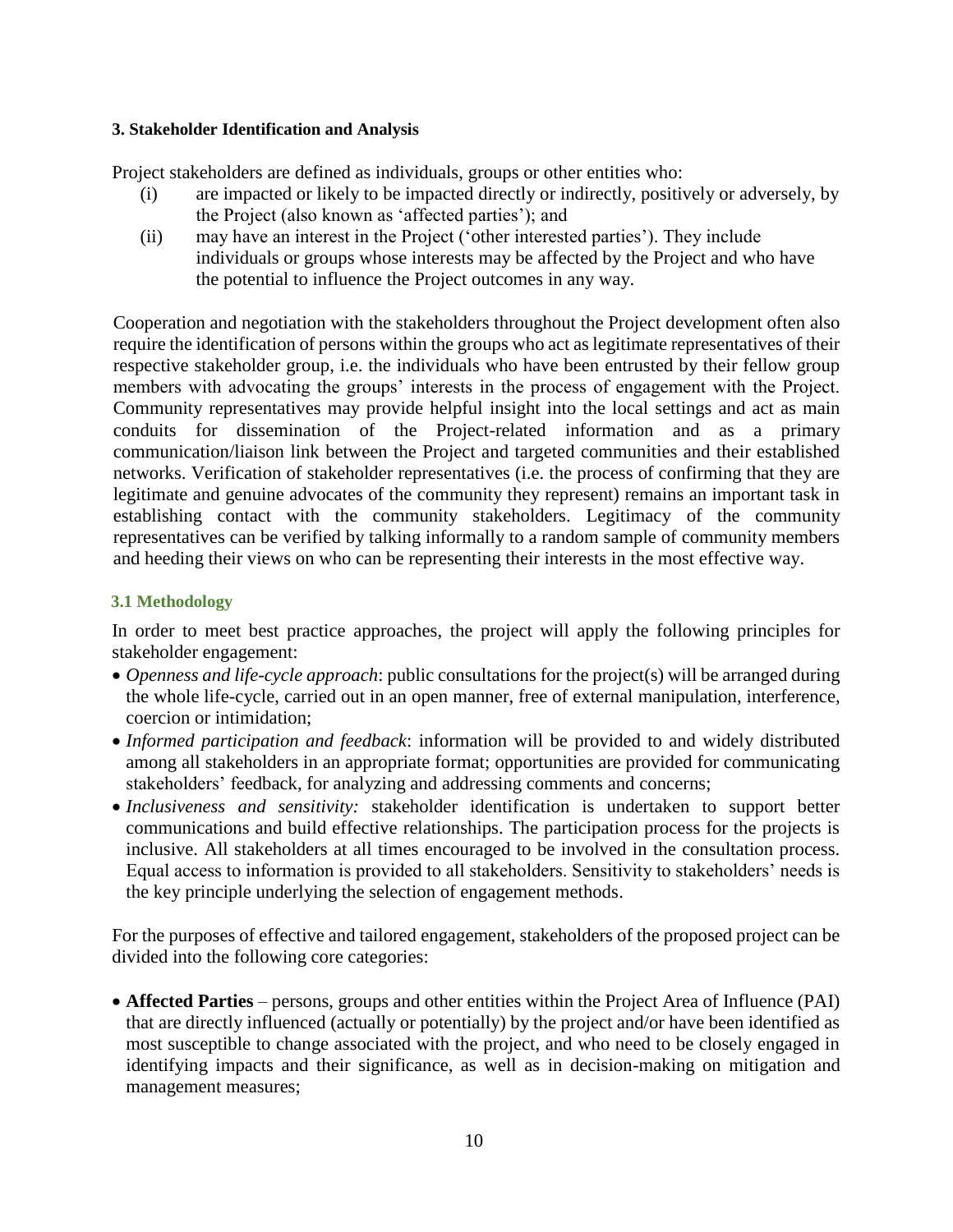## 3. Stakeholder Identification and Analysis

Project stakeholders are defined as individuals, groups or other entities who:

(i) are impacted or likely to be impacted directly or indirectly, positively or adversely, by the Project (also known as 'affected parties'); and

(ii) may have an interest in the Project ('other interested parties'). They include individuals or groups whose interests may be affected by the Project and who have the potential to influence the Project outcomes in any way.

Cooperation and negotiation with the stakeholders throughout the Project development often also require the identification of persons within the groups who act as legitimate representatives of their respective stakeholder group, i.e. the individuals who have been entrusted by their fellow group members with advocating the groups' interests in the process of engagement with the Project. Community representatives may provide helpful insight into the local settings and act as main conduits for dissemination of the Project-related information and as a primary communication/liaison link between the Project and targeted communities and their established networks. Verification of stakeholder representatives (i.e. the process of confirming that they are legitimate and genuine advocates of the community they represent) remains an important task in establishing contact with the community stakeholders. Legitimacy of the community representatives can be verified by talking informally to a random sample of community members and heeding their views on who can be representing their interests in the most effective way.

### 3.1 Methodology

In order to meet best practice approaches, the project will apply the following principles for stakeholder engagement:

- *Openness and life-cycle approach*: public consultations for the project(s) will be arranged during the whole life-cycle, carried out in an open manner, free of external manipulation, interference, coercion or intimidation;
- *Informed participation and feedback*: information will be provided to and widely distributed among all stakeholders in an appropriate format; opportunities are provided for communicating stakeholders' feedback, for analyzing and addressing comments and concerns;
- *Inclusiveness and sensitivity:* stakeholder identification is undertaken to support better communications and build effective relationships. The participation process for the projects is inclusive. All stakeholders at all times encouraged to be involved in the consultation process. Equal access to information is provided to all stakeholders. Sensitivity to stakeholders' needs is the key principle underlying the selection of engagement methods.

For the purposes of effective and tailored engagement, stakeholders of the proposed project can be divided into the following core categories:

- **Affected Parties** – persons, groups and other entities within the Project Area of Influence (PAI) that are directly influenced (actually or potentially) by the project and/or have been identified as most susceptible to change associated with the project, and who need to be closely engaged in identifying impacts and their significance, as well as in decision-making on mitigation and management measures;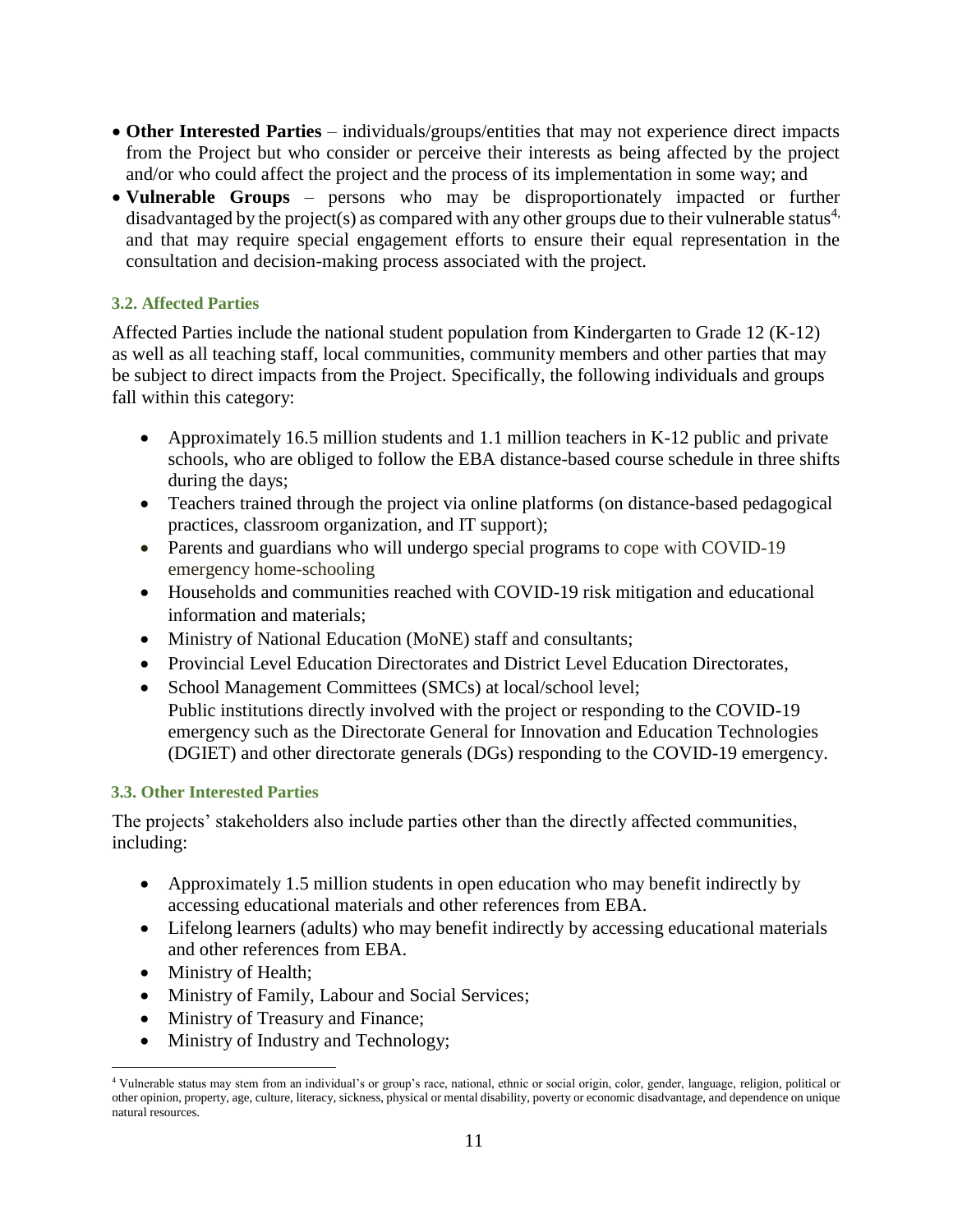- **Other Interested Parties** – individuals/groups/entities that may not experience direct impacts from the Project but who consider or perceive their interests as being affected by the project and/or who could affect the project and the process of its implementation in some way; and
- **Vulnerable Groups** – persons who may be disproportionately impacted or further disadvantaged by the project(s) as compared with any other groups due to their vulnerable status[4], and that may require special engagement efforts to ensure their equal representation in the consultation and decision-making process associated with the project.

### 3.2. Affected Parties

Affected Parties include the national student population from Kindergarten to Grade 12 (K-12) as well as all teaching staff, local communities, community members and other parties that may be subject to direct impacts from the Project. Specifically, the following individuals and groups fall within this category:

- Approximately 16.5 million students and 1.1 million teachers in K-12 public and private schools, who are obliged to follow the EBA distance-based course schedule in three shifts during the days;
- Teachers trained through the project via online platforms (on distance-based pedagogical practices, classroom organization, and IT support);
- Parents and guardians who will undergo special programs to cope with COVID-19 emergency home-schooling
- Households and communities reached with COVID-19 risk mitigation and educational information and materials;
- Ministry of National Education (MoNE) staff and consultants;
- Provincial Level Education Directorates and District Level Education Directorates,
- School Management Committees (SMCs) at local/school level;
  Public institutions directly involved with the project or responding to the COVID-19 emergency such as the Directorate General for Innovation and Education Technologies (DGIET) and other directorate generals (DGs) responding to the COVID-19 emergency.

### 3.3. Other Interested Parties

The projects' stakeholders also include parties other than the directly affected communities, including:

- Approximately 1.5 million students in open education who may benefit indirectly by accessing educational materials and other references from EBA.
- Lifelong learners (adults) who may benefit indirectly by accessing educational materials and other references from EBA.
- Ministry of Health;
- Ministry of Family, Labour and Social Services;
- Ministry of Treasury and Finance;
- Ministry of Industry and Technology;

[4] Vulnerable status may stem from an individual's or group's race, national, ethnic or social origin, color, gender, language, religion, political or other opinion, property, age, culture, literacy, sickness, physical or mental disability, poverty or economic disadvantage, and dependence on unique natural resources.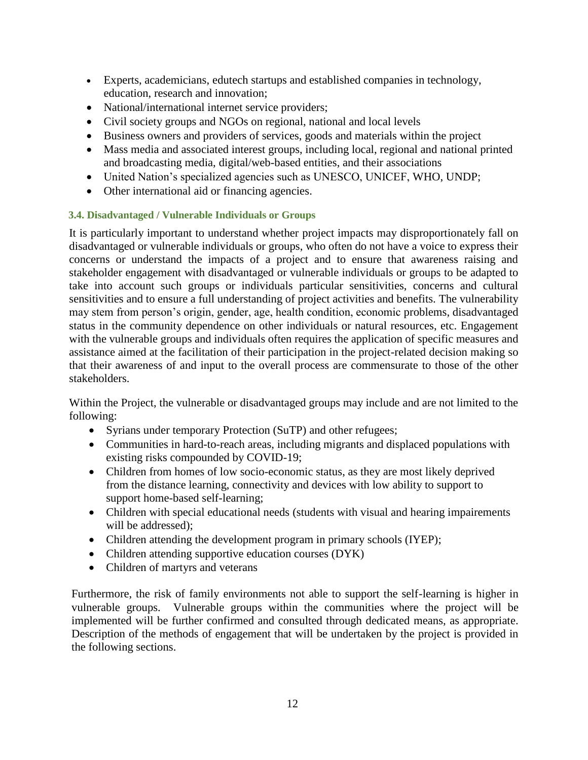- Experts, academicians, edutech startups and established companies in technology, education, research and innovation;
- National/international internet service providers;
- Civil society groups and NGOs on regional, national and local levels
- Business owners and providers of services, goods and materials within the project
- Mass media and associated interest groups, including local, regional and national printed and broadcasting media, digital/web-based entities, and their associations
- United Nation's specialized agencies such as UNESCO, UNICEF, WHO, UNDP;
- Other international aid or financing agencies.

### 3.4. Disadvantaged / Vulnerable Individuals or Groups

It is particularly important to understand whether project impacts may disproportionately fall on disadvantaged or vulnerable individuals or groups, who often do not have a voice to express their concerns or understand the impacts of a project and to ensure that awareness raising and stakeholder engagement with disadvantaged or vulnerable individuals or groups to be adapted to take into account such groups or individuals particular sensitivities, concerns and cultural sensitivities and to ensure a full understanding of project activities and benefits. The vulnerability may stem from person's origin, gender, age, health condition, economic problems, disadvantaged status in the community dependence on other individuals or natural resources, etc. Engagement with the vulnerable groups and individuals often requires the application of specific measures and assistance aimed at the facilitation of their participation in the project-related decision making so that their awareness of and input to the overall process are commensurate to those of the other stakeholders.

Within the Project, the vulnerable or disadvantaged groups may include and are not limited to the following:

- Syrians under temporary Protection (SuTP) and other refugees;
- Communities in hard-to-reach areas, including migrants and displaced populations with existing risks compounded by COVID-19;
- Children from homes of low socio-economic status, as they are most likely deprived from the distance learning, connectivity and devices with low ability to support to support home-based self-learning;
- Children with special educational needs (students with visual and hearing impairements will be addressed);
- Children attending the development program in primary schools (IYEP);
- Children attending supportive education courses (DYK)
- Children of martyrs and veterans

Furthermore, the risk of family environments not able to support the self-learning is higher in vulnerable groups. Vulnerable groups within the communities where the project will be implemented will be further confirmed and consulted through dedicated means, as appropriate. Description of the methods of engagement that will be undertaken by the project is provided in the following sections.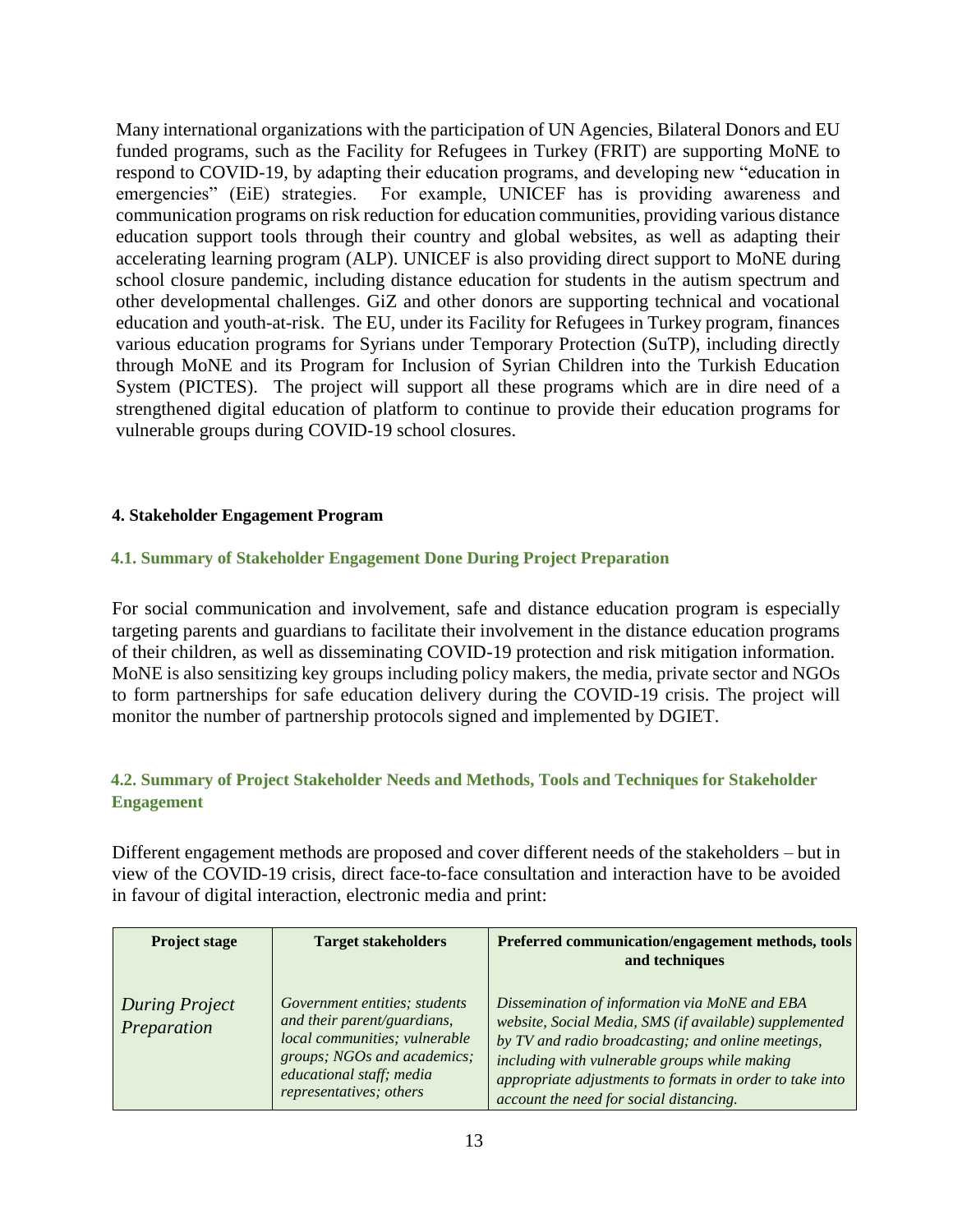Many international organizations with the participation of UN Agencies, Bilateral Donors and EU funded programs, such as the Facility for Refugees in Turkey (FRIT) are supporting MoNE to respond to COVID-19, by adapting their education programs, and developing new "education in emergencies" (EiE) strategies. For example, UNICEF has is providing awareness and communication programs on risk reduction for education communities, providing various distance education support tools through their country and global websites, as well as adapting their accelerating learning program (ALP). UNICEF is also providing direct support to MoNE during school closure pandemic, including distance education for students in the autism spectrum and other developmental challenges. GiZ and other donors are supporting technical and vocational education and youth-at-risk. The EU, under its Facility for Refugees in Turkey program, finances various education programs for Syrians under Temporary Protection (SuTP), including directly through MoNE and its Program for Inclusion of Syrian Children into the Turkish Education System (PICTES). The project will support all these programs which are in dire need of a strengthened digital education of platform to continue to provide their education programs for vulnerable groups during COVID-19 school closures.

## 4. Stakeholder Engagement Program

### 4.1. Summary of Stakeholder Engagement Done During Project Preparation

For social communication and involvement, safe and distance education program is especially targeting parents and guardians to facilitate their involvement in the distance education programs of their children, as well as disseminating COVID-19 protection and risk mitigation information. MoNE is also sensitizing key groups including policy makers, the media, private sector and NGOs to form partnerships for safe education delivery during the COVID-19 crisis. The project will monitor the number of partnership protocols signed and implemented by DGIET.

### 4.2. Summary of Project Stakeholder Needs and Methods, Tools and Techniques for Stakeholder Engagement

Different engagement methods are proposed and cover different needs of the stakeholders – but in view of the COVID-19 crisis, direct face-to-face consultation and interaction have to be avoided in favour of digital interaction, electronic media and print:

| Project stage | Target stakeholders | Preferred communication/engagement methods, tools and techniques |
|---|---|---|
| *During Project Preparation* | *Government entities; students and their parent/guardians, local communities; vulnerable groups; NGOs and academics; educational staff; media representatives; others* | *Dissemination of information via MoNE and EBA website, Social Media, SMS (if available) supplemented by TV and radio broadcasting; and online meetings, including with vulnerable groups while making appropriate adjustments to formats in order to take into account the need for social distancing.* |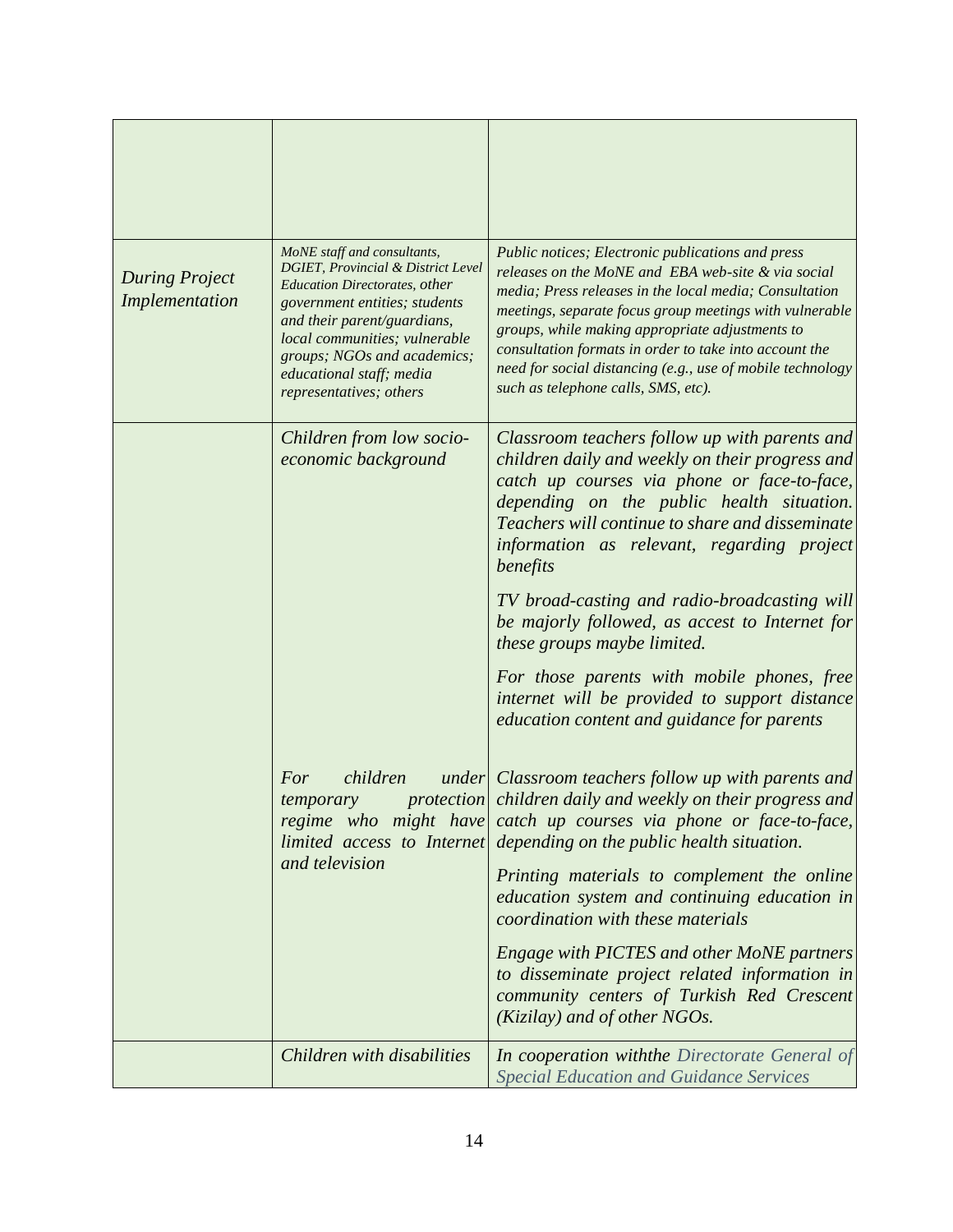| | | |
|---|---|---|
| | | |
| *During Project Implementation* | *MoNE staff and consultants, DGIET, Provincial & District Level Education Directorates, other government entities; students and their parent/guardians, local communities; vulnerable groups; NGOs and academics; educational staff; media representatives; others* | *Public notices; Electronic publications and press releases on the MoNE and EBA web-site & via social media; Press releases in the local media; Consultation meetings, separate focus group meetings with vulnerable groups, while making appropriate adjustments to consultation formats in order to take into account the need for social distancing (e.g., use of mobile technology such as telephone calls, SMS, etc).* |
| | *Children from low socio-economic background* | *Classroom teachers follow up with parents and children daily and weekly on their progress and catch up courses via phone or face-to-face, depending on the public health situation. Teachers will continue to share and disseminate information as relevant, regarding project benefits*<br><br>*TV broad-casting and radio-broadcasting will be majorly followed, as accest to Internet for these groups maybe limited.*<br><br>*For those parents with mobile phones, free internet will be provided to support distance education content and guidance for parents* |
| | *For children under temporary protection regime who might have limited access to Internet and television* | *Classroom teachers follow up with parents and children daily and weekly on their progress and catch up courses via phone or face-to-face, depending on the public health situation.*<br><br>*Printing materials to complement the online education system and continuing education in coordination with these materials*<br><br>*Engage with PICTES and other MoNE partners to disseminate project related information in community centers of Turkish Red Crescent (Kizilay) and of other NGOs.* |
| | *Children with disabilities* | *In cooperation withthe Directorate General of Special Education and Guidance Services* |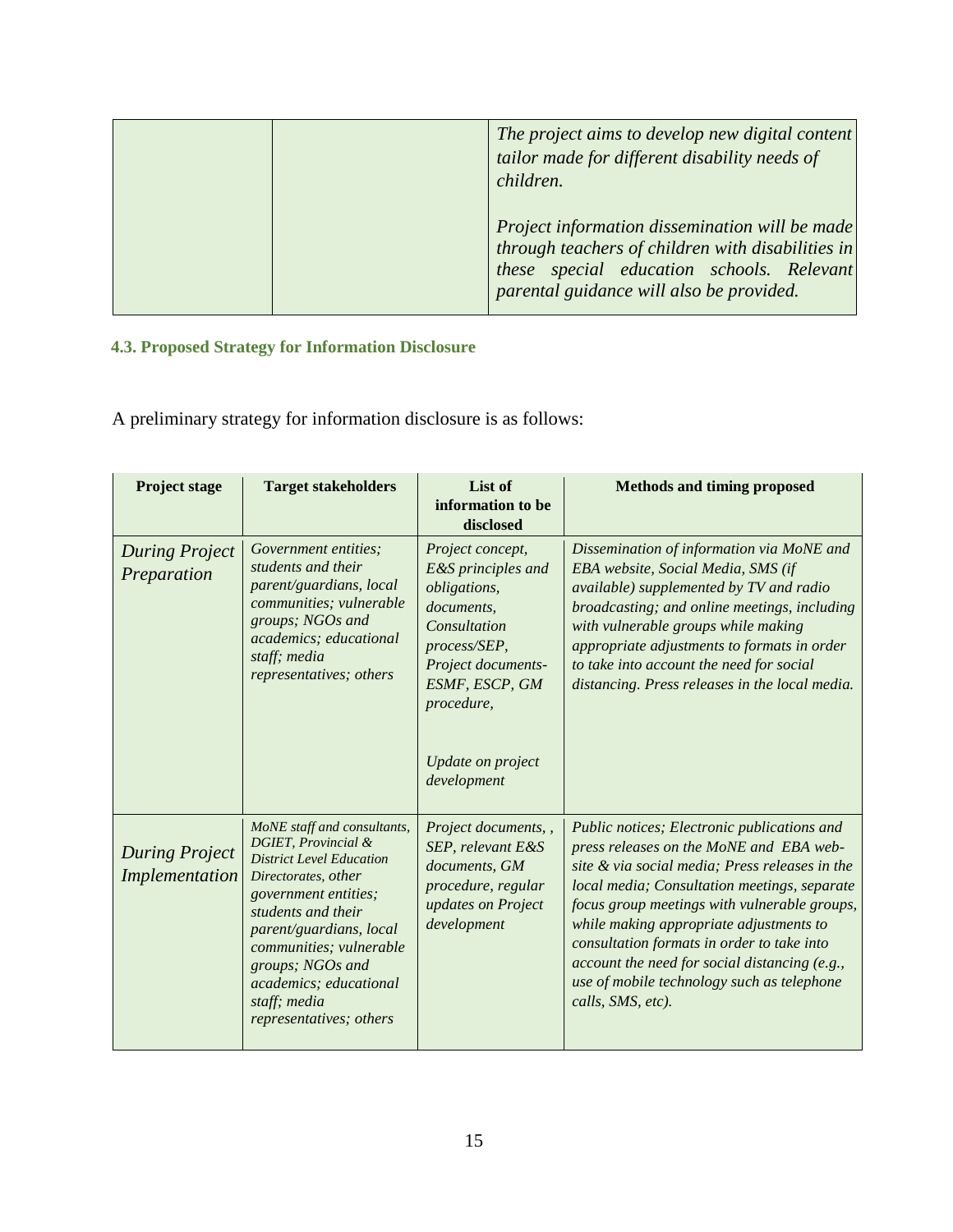| | | *The project aims to develop new digital content tailor made for different disability needs of children.*<br><br>*Project information dissemination will be made through teachers of children with disabilities in these special education schools. Relevant parental guidance will also be provided.* |
|---|---|---|

### 4.3. Proposed Strategy for Information Disclosure

A preliminary strategy for information disclosure is as follows:

| Project stage | Target stakeholders | List of information to be disclosed | Methods and timing proposed |
|---|---|---|---|
| *During Project Preparation* | *Government entities; students and their parent/guardians, local communities; vulnerable groups; NGOs and academics; educational staff; media representatives; others* | *Project concept, E&S principles and obligations, documents, Consultation process/SEP, Project documents- ESMF, ESCP, GM procedure,*<br><br>*Update on project development* | *Dissemination of information via MoNE and EBA website, Social Media, SMS (if available) supplemented by TV and radio broadcasting; and online meetings, including with vulnerable groups while making appropriate adjustments to formats in order to take into account the need for social distancing. Press releases in the local media.* |
| *During Project Implementation* | *MoNE staff and consultants, DGIET, Provincial & District Level Education Directorates, other government entities; students and their parent/guardians, local communities; vulnerable groups; NGOs and academics; educational staff; media representatives; others* | *Project documents, , SEP, relevant E&S documents, GM procedure, regular updates on Project development* | *Public notices; Electronic publications and press releases on the MoNE and EBA web-site & via social media; Press releases in the local media; Consultation meetings, separate focus group meetings with vulnerable groups, while making appropriate adjustments to consultation formats in order to take into account the need for social distancing (e.g., use of mobile technology such as telephone calls, SMS, etc).* |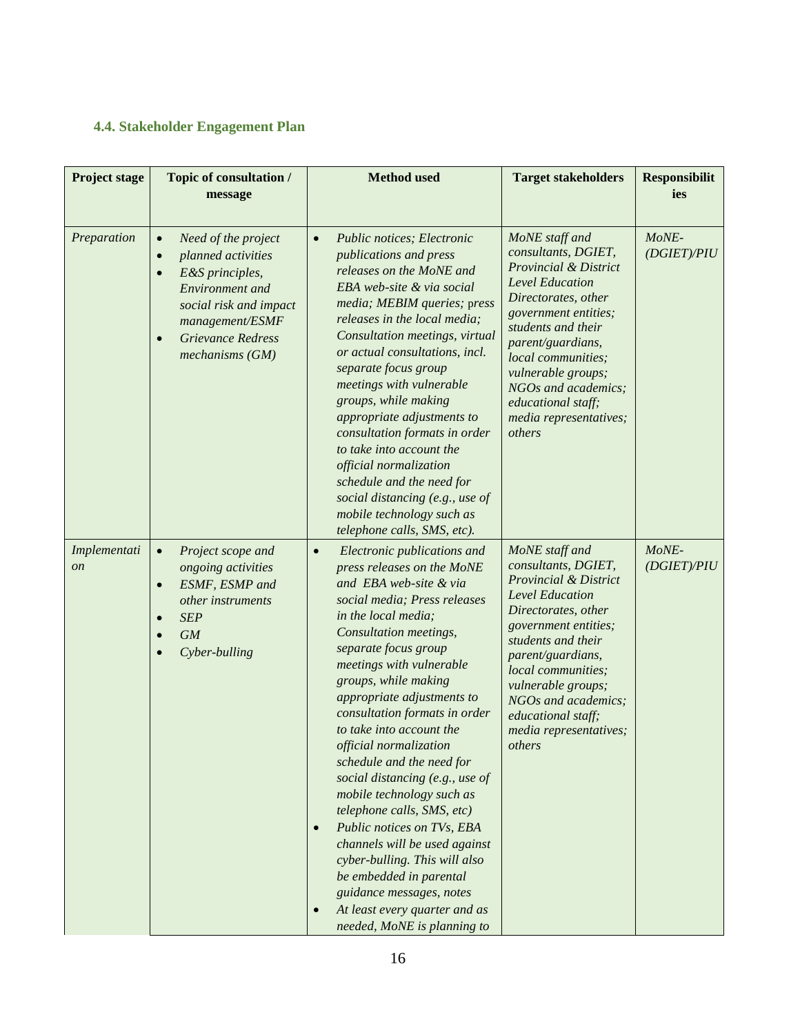### 4.4. Stakeholder Engagement Plan

| Project stage | Topic of consultation / message | Method used | Target stakeholders | Responsibilities |
|---|---|---|---|---|
| *Preparation* | • *Need of the project*<br>• *planned activities*<br>• *E&S principles, Environment and social risk and impact management/ESMF*<br>• *Grievance Redress mechanisms (GM)* | • *Public notices; Electronic publications and press releases on the MoNE and EBA web-site & via social media; MEBIM queries; press releases in the local media; Consultation meetings, virtual or actual consultations, incl. separate focus group meetings with vulnerable groups, while making appropriate adjustments to consultation formats in order to take into account the official normalization schedule and the need for social distancing (e.g., use of mobile technology such as telephone calls, SMS, etc).* | *MoNE staff and consultants, DGIET, Provincial & District Level Education Directorates, other government entities; students and their parent/guardians, local communities; vulnerable groups; NGOs and academics; educational staff; media representatives; others* | *MoNE-(DGIET)/PIU* |
| *Implementation* | • *Project scope and ongoing activities*<br>• *ESMF, ESMP and other instruments*<br>• *SEP*<br>• *GM*<br>• *Cyber-bulling* | • *Electronic publications and press releases on the MoNE and EBA web-site & via social media; Press releases in the local media; Consultation meetings, separate focus group meetings with vulnerable groups, while making appropriate adjustments to consultation formats in order to take into account the official normalization schedule and the need for social distancing (e.g., use of mobile technology such as telephone calls, SMS, etc)*<br>• *Public notices on TVs, EBA channels will be used against cyber-bulling. This will also be embedded in parental guidance messages, notes*<br>• *At least every quarter and as needed, MoNE is planning to* | *MoNE staff and consultants, DGIET, Provincial & District Level Education Directorates, other government entities; students and their parent/guardians, local communities; vulnerable groups; NGOs and academics; educational staff; media representatives; others* | *MoNE-(DGIET)/PIU* |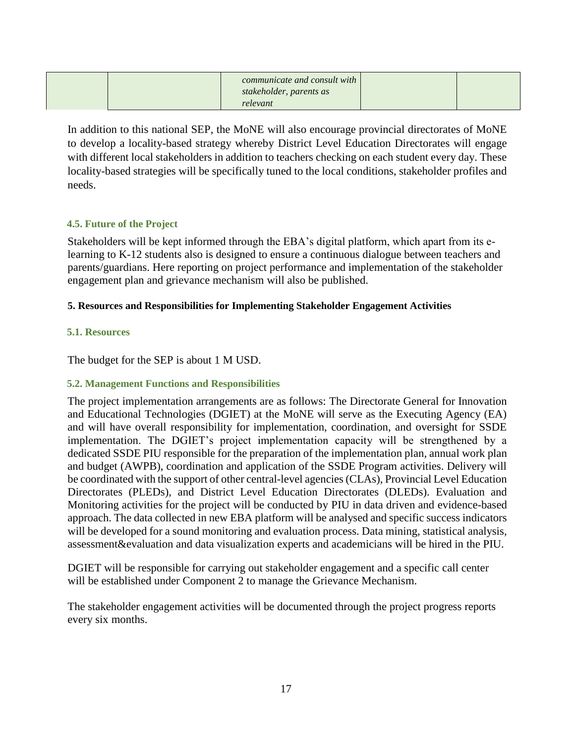|  |  | *communicate and consult with stakeholder, parents as relevant* |  |  |
|---|---|---|---|---|

In addition to this national SEP, the MoNE will also encourage provincial directorates of MoNE to develop a locality-based strategy whereby District Level Education Directorates will engage with different local stakeholders in addition to teachers checking on each student every day. These locality-based strategies will be specifically tuned to the local conditions, stakeholder profiles and needs.

### 4.5. Future of the Project

Stakeholders will be kept informed through the EBA's digital platform, which apart from its e-learning to K-12 students also is designed to ensure a continuous dialogue between teachers and parents/guardians. Here reporting on project performance and implementation of the stakeholder engagement plan and grievance mechanism will also be published.

## 5. Resources and Responsibilities for Implementing Stakeholder Engagement Activities

### 5.1. Resources

The budget for the SEP is about 1 M USD.

### 5.2. Management Functions and Responsibilities

The project implementation arrangements are as follows: The Directorate General for Innovation and Educational Technologies (DGIET) at the MoNE will serve as the Executing Agency (EA) and will have overall responsibility for implementation, coordination, and oversight for SSDE implementation. The DGIET's project implementation capacity will be strengthened by a dedicated SSDE PIU responsible for the preparation of the implementation plan, annual work plan and budget (AWPB), coordination and application of the SSDE Program activities. Delivery will be coordinated with the support of other central-level agencies (CLAs), Provincial Level Education Directorates (PLEDs), and District Level Education Directorates (DLEDs). Evaluation and Monitoring activities for the project will be conducted by PIU in data driven and evidence-based approach. The data collected in new EBA platform will be analysed and specific success indicators will be developed for a sound monitoring and evaluation process. Data mining, statistical analysis, assessment&evaluation and data visualization experts and academicians will be hired in the PIU.

DGIET will be responsible for carrying out stakeholder engagement and a specific call center will be established under Component 2 to manage the Grievance Mechanism.

The stakeholder engagement activities will be documented through the project progress reports every six months.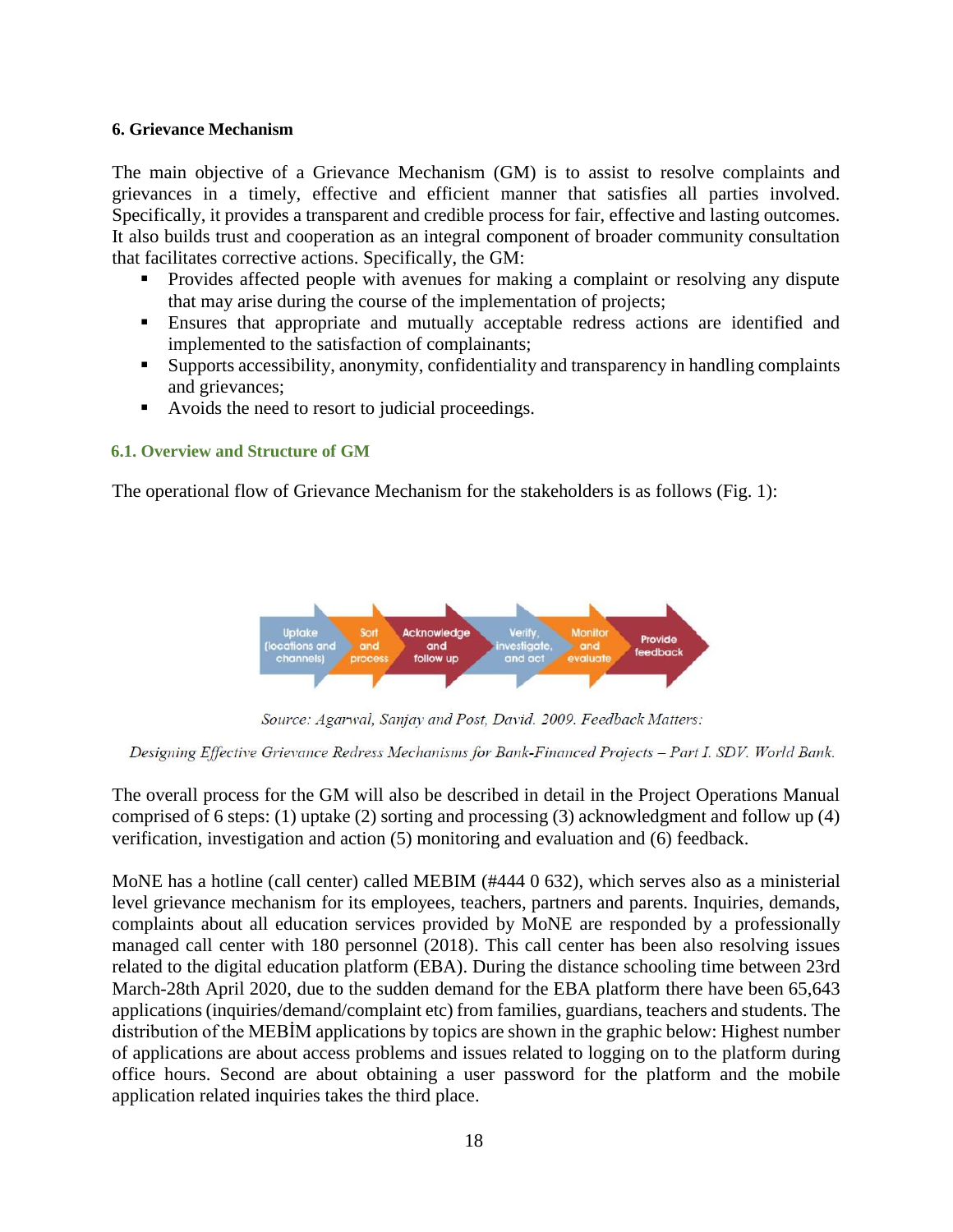## 6. Grievance Mechanism

The main objective of a Grievance Mechanism (GM) is to assist to resolve complaints and grievances in a timely, effective and efficient manner that satisfies all parties involved. Specifically, it provides a transparent and credible process for fair, effective and lasting outcomes. It also builds trust and cooperation as an integral component of broader community consultation that facilitates corrective actions. Specifically, the GM:

- Provides affected people with avenues for making a complaint or resolving any dispute that may arise during the course of the implementation of projects;
- Ensures that appropriate and mutually acceptable redress actions are identified and implemented to the satisfaction of complainants;
- Supports accessibility, anonymity, confidentiality and transparency in handling complaints and grievances;
- Avoids the need to resort to judicial proceedings.

### 6.1. Overview and Structure of GM

The operational flow of Grievance Mechanism for the stakeholders is as follows (Fig. 1):

Uptake (locations and channels) → Sort and process → Acknowledge and follow up → Verify, investigate, and act → Monitor and evaluate → Provide feedback

*Source: Agarwal, Sanjay and Post, David. 2009. Feedback Matters:*

*Designing Effective Grievance Redress Mechanisms for Bank-Financed Projects – Part I. SDV. World Bank.*

The overall process for the GM will also be described in detail in the Project Operations Manual comprised of 6 steps: (1) uptake (2) sorting and processing (3) acknowledgment and follow up (4) verification, investigation and action (5) monitoring and evaluation and (6) feedback.

MoNE has a hotline (call center) called MEBIM (#444 0 632), which serves also as a ministerial level grievance mechanism for its employees, teachers, partners and parents. Inquiries, demands, complaints about all education services provided by MoNE are responded by a professionally managed call center with 180 personnel (2018). This call center has been also resolving issues related to the digital education platform (EBA). During the distance schooling time between 23rd March-28th April 2020, due to the sudden demand for the EBA platform there have been 65,643 applications (inquiries/demand/complaint etc) from families, guardians, teachers and students. The distribution of the MEBİM applications by topics are shown in the graphic below: Highest number of applications are about access problems and issues related to logging on to the platform during office hours. Second are about obtaining a user password for the platform and the mobile application related inquiries takes the third place.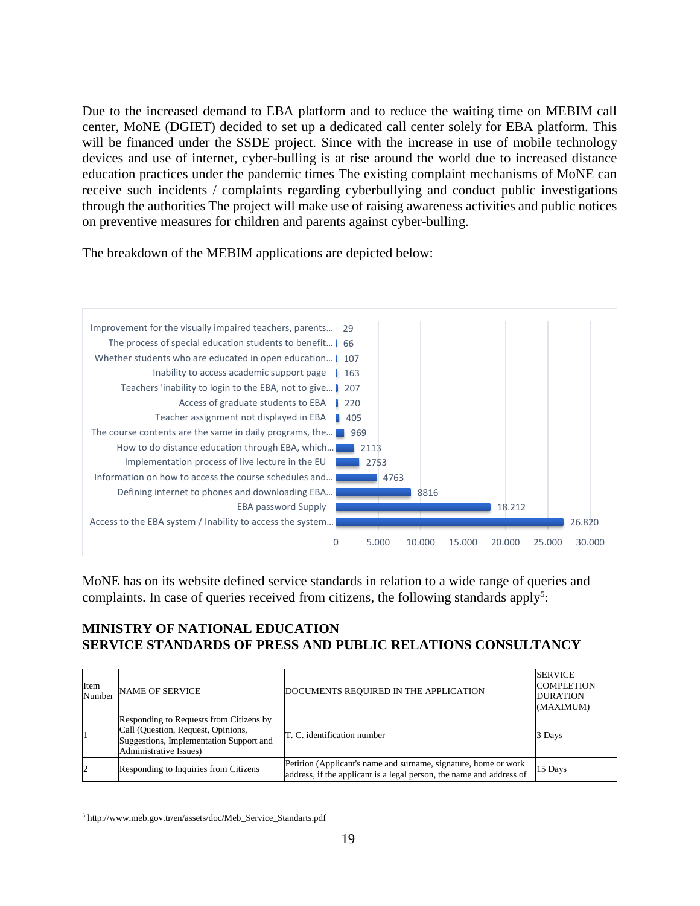Due to the increased demand to EBA platform and to reduce the waiting time on MEBIM call center, MoNE (DGIET) decided to set up a dedicated call center solely for EBA platform. This will be financed under the SSDE project. Since with the increase in use of mobile technology devices and use of internet, cyber-bulling is at rise around the world due to increased distance education practices under the pandemic times The existing complaint mechanisms of MoNE can receive such incidents / complaints regarding cyberbullying and conduct public investigations through the authorities The project will make use of raising awareness activities and public notices on preventive measures for children and parents against cyber-bulling.

The breakdown of the MEBIM applications are depicted below:

| Application | Number |
|---|---|
| Improvement for the visually impaired teachers, parents… | 29 |
| The process of special education students to benefit… | 66 |
| Whether students who are educated in open education… | 107 |
| Inability to access academic support page | 163 |
| Teachers 'inability to login to the EBA, not to give… | 207 |
| Access of graduate students to EBA | 220 |
| Teacher assignment not displayed in EBA | 405 |
| The course contents are the same in daily programs, the… | 969 |
| How to do distance education through EBA, which… | 2113 |
| Implementation process of live lecture in the EU | 2753 |
| Information on how to access the course schedules and… | 4763 |
| Defining internet to phones and downloading EBA… | 8816 |
| EBA password Supply | 18.212 |
| Access to the EBA system / Inability to access the system… | 26.820 |

MoNE has on its website defined service standards in relation to a wide range of queries and complaints. In case of queries received from citizens, the following standards apply[5]:

**MINISTRY OF NATIONAL EDUCATION**
**SERVICE STANDARDS OF PRESS AND PUBLIC RELATIONS CONSULTANCY**

| Item Number | NAME OF SERVICE | DOCUMENTS REQUIRED IN THE APPLICATION | SERVICE COMPLETION DURATION (MAXIMUM) |
|---|---|---|---|
| 1 | Responding to Requests from Citizens by Call (Question, Request, Opinions, Suggestions, Implementation Support and Administrative Issues) | T. C. identification number | 3 Days |
| 2 | Responding to Inquiries from Citizens | Petition (Applicant's name and surname, signature, home or work address, if the applicant is a legal person, the name and address of | 15 Days |

[5] http://www.meb.gov.tr/en/assets/doc/Meb_Service_Standarts.pdf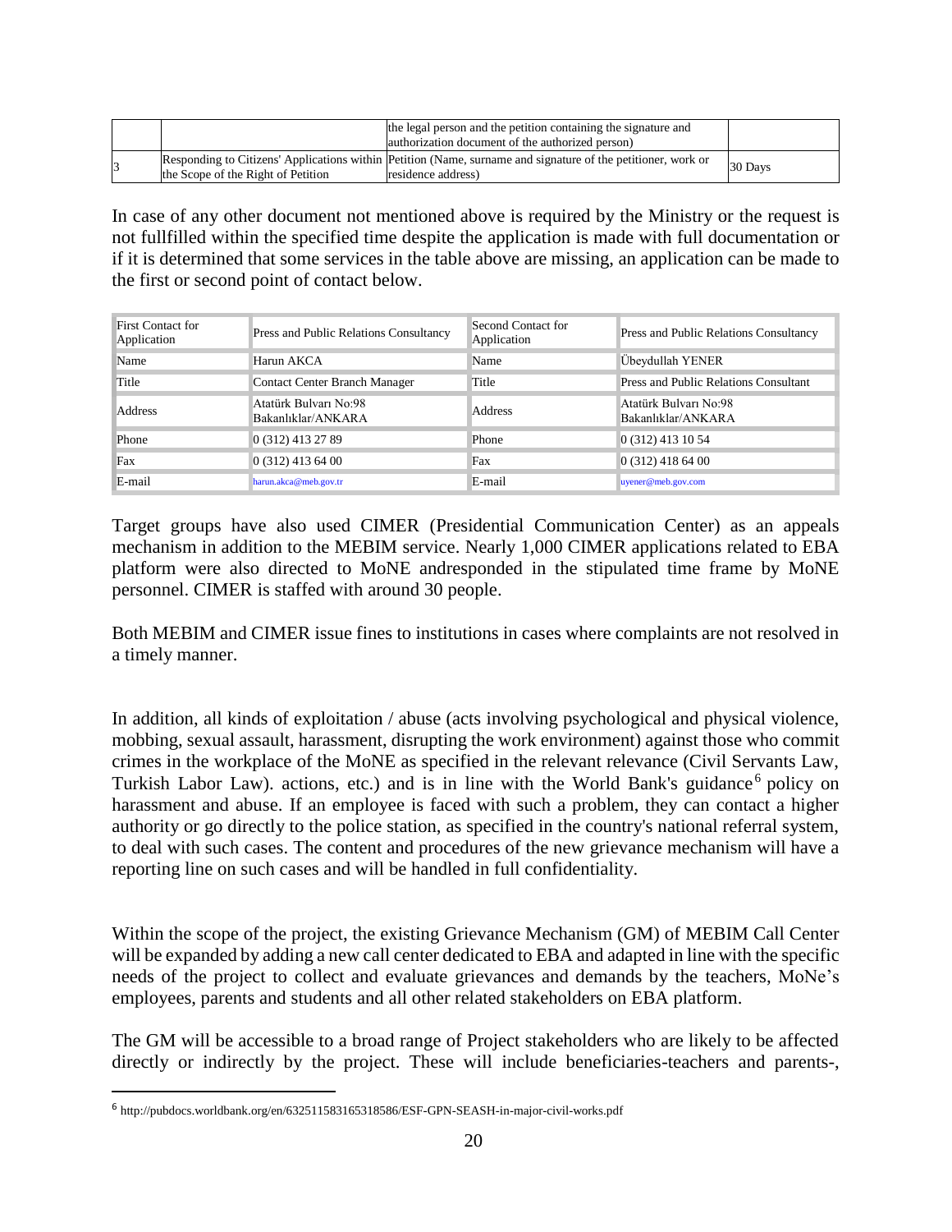|  |  | the legal person and the petition containing the signature and authorization document of the authorized person) |  |
|---|---|---|---|
| 3 | Responding to Citizens' Applications within the Scope of the Right of Petition | Petition (Name, surname and signature of the petitioner, work or residence address) | 30 Days |

In case of any other document not mentioned above is required by the Ministry or the request is not fullfilled within the specified time despite the application is made with full documentation or if it is determined that some services in the table above are missing, an application can be made to the first or second point of contact below.

| First Contact for Application | Press and Public Relations Consultancy | Second Contact for Application | Press and Public Relations Consultancy |
|---|---|---|---|
| Name | Harun AKCA | Name | Übeydullah YENER |
| Title | Contact Center Branch Manager | Title | Press and Public Relations Consultant |
| Address | Atatürk Bulvarı No:98 Bakanlıklar/ANKARA | Address | Atatürk Bulvarı No:98 Bakanlıklar/ANKARA |
| Phone | 0 (312) 413 27 89 | Phone | 0 (312) 413 10 54 |
| Fax | 0 (312) 413 64 00 | Fax | 0 (312) 418 64 00 |
| E-mail | harun.akca@meb.gov.tr | E-mail | uyener@meb.gov.com |

Target groups have also used CIMER (Presidential Communication Center) as an appeals mechanism in addition to the MEBIM service. Nearly 1,000 CIMER applications related to EBA platform were also directed to MoNE andresponded in the stipulated time frame by MoNE personnel. CIMER is staffed with around 30 people.

Both MEBIM and CIMER issue fines to institutions in cases where complaints are not resolved in a timely manner.

In addition, all kinds of exploitation / abuse (acts involving psychological and physical violence, mobbing, sexual assault, harassment, disrupting the work environment) against those who commit crimes in the workplace of the MoNE as specified in the relevant relevance (Civil Servants Law, Turkish Labor Law). actions, etc.) and is in line with the World Bank's guidance[6] policy on harassment and abuse. If an employee is faced with such a problem, they can contact a higher authority or go directly to the police station, as specified in the country's national referral system, to deal with such cases. The content and procedures of the new grievance mechanism will have a reporting line on such cases and will be handled in full confidentiality.

Within the scope of the project, the existing Grievance Mechanism (GM) of MEBIM Call Center will be expanded by adding a new call center dedicated to EBA and adapted in line with the specific needs of the project to collect and evaluate grievances and demands by the teachers, MoNe's employees, parents and students and all other related stakeholders on EBA platform.

The GM will be accessible to a broad range of Project stakeholders who are likely to be affected directly or indirectly by the project. These will include beneficiaries-teachers and parents-,

---

[6] http://pubdocs.worldbank.org/en/632511583165318586/ESF-GPN-SEASH-in-major-civil-works.pdf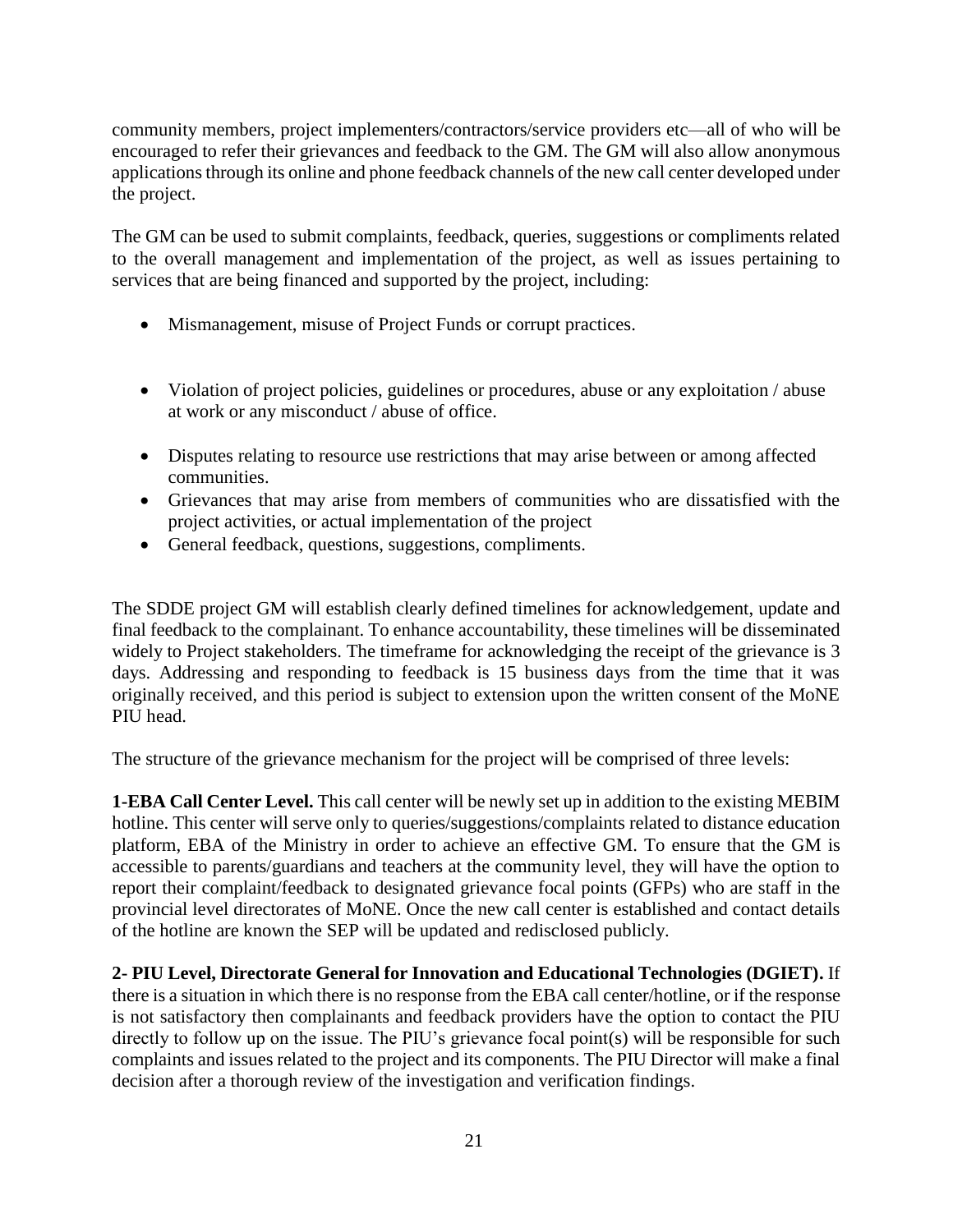community members, project implementers/contractors/service providers etc—all of who will be encouraged to refer their grievances and feedback to the GM. The GM will also allow anonymous applications through its online and phone feedback channels of the new call center developed under the project.

The GM can be used to submit complaints, feedback, queries, suggestions or compliments related to the overall management and implementation of the project, as well as issues pertaining to services that are being financed and supported by the project, including:

- Mismanagement, misuse of Project Funds or corrupt practices.
- Violation of project policies, guidelines or procedures, abuse or any exploitation / abuse at work or any misconduct / abuse of office.
- Disputes relating to resource use restrictions that may arise between or among affected communities.
- Grievances that may arise from members of communities who are dissatisfied with the project activities, or actual implementation of the project
- General feedback, questions, suggestions, compliments.

The SDDE project GM will establish clearly defined timelines for acknowledgement, update and final feedback to the complainant. To enhance accountability, these timelines will be disseminated widely to Project stakeholders. The timeframe for acknowledging the receipt of the grievance is 3 days. Addressing and responding to feedback is 15 business days from the time that it was originally received, and this period is subject to extension upon the written consent of the MoNE PIU head.

The structure of the grievance mechanism for the project will be comprised of three levels:

**1-EBA Call Center Level.** This call center will be newly set up in addition to the existing MEBIM hotline. This center will serve only to queries/suggestions/complaints related to distance education platform, EBA of the Ministry in order to achieve an effective GM. To ensure that the GM is accessible to parents/guardians and teachers at the community level, they will have the option to report their complaint/feedback to designated grievance focal points (GFPs) who are staff in the provincial level directorates of MoNE. Once the new call center is established and contact details of the hotline are known the SEP will be updated and redisclosed publicly.

**2- PIU Level, Directorate General for Innovation and Educational Technologies (DGIET).** If there is a situation in which there is no response from the EBA call center/hotline, or if the response is not satisfactory then complainants and feedback providers have the option to contact the PIU directly to follow up on the issue. The PIU's grievance focal point(s) will be responsible for such complaints and issues related to the project and its components. The PIU Director will make a final decision after a thorough review of the investigation and verification findings.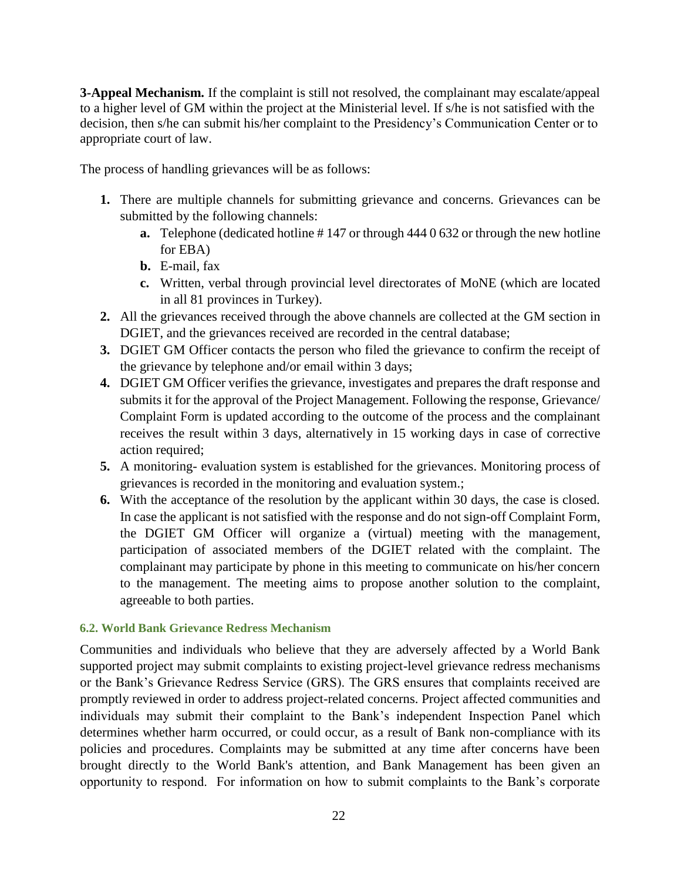**3-Appeal Mechanism.** If the complaint is still not resolved, the complainant may escalate/appeal to a higher level of GM within the project at the Ministerial level. If s/he is not satisfied with the decision, then s/he can submit his/her complaint to the Presidency's Communication Center or to appropriate court of law.

The process of handling grievances will be as follows:

1. There are multiple channels for submitting grievance and concerns. Grievances can be submitted by the following channels:
   a. Telephone (dedicated hotline # 147 or through 444 0 632 or through the new hotline for EBA)
   b. E-mail, fax
   c. Written, verbal through provincial level directorates of MoNE (which are located in all 81 provinces in Turkey).
2. All the grievances received through the above channels are collected at the GM section in DGIET, and the grievances received are recorded in the central database;
3. DGIET GM Officer contacts the person who filed the grievance to confirm the receipt of the grievance by telephone and/or email within 3 days;
4. DGIET GM Officer verifies the grievance, investigates and prepares the draft response and submits it for the approval of the Project Management. Following the response, Grievance/ Complaint Form is updated according to the outcome of the process and the complainant receives the result within 3 days, alternatively in 15 working days in case of corrective action required;
5. A monitoring- evaluation system is established for the grievances. Monitoring process of grievances is recorded in the monitoring and evaluation system.;
6. With the acceptance of the resolution by the applicant within 30 days, the case is closed. In case the applicant is not satisfied with the response and do not sign-off Complaint Form, the DGIET GM Officer will organize a (virtual) meeting with the management, participation of associated members of the DGIET related with the complaint. The complainant may participate by phone in this meeting to communicate on his/her concern to the management. The meeting aims to propose another solution to the complaint, agreeable to both parties.

### 6.2. World Bank Grievance Redress Mechanism

Communities and individuals who believe that they are adversely affected by a World Bank supported project may submit complaints to existing project-level grievance redress mechanisms or the Bank's Grievance Redress Service (GRS). The GRS ensures that complaints received are promptly reviewed in order to address project-related concerns. Project affected communities and individuals may submit their complaint to the Bank's independent Inspection Panel which determines whether harm occurred, or could occur, as a result of Bank non-compliance with its policies and procedures. Complaints may be submitted at any time after concerns have been brought directly to the World Bank's attention, and Bank Management has been given an opportunity to respond. For information on how to submit complaints to the Bank's corporate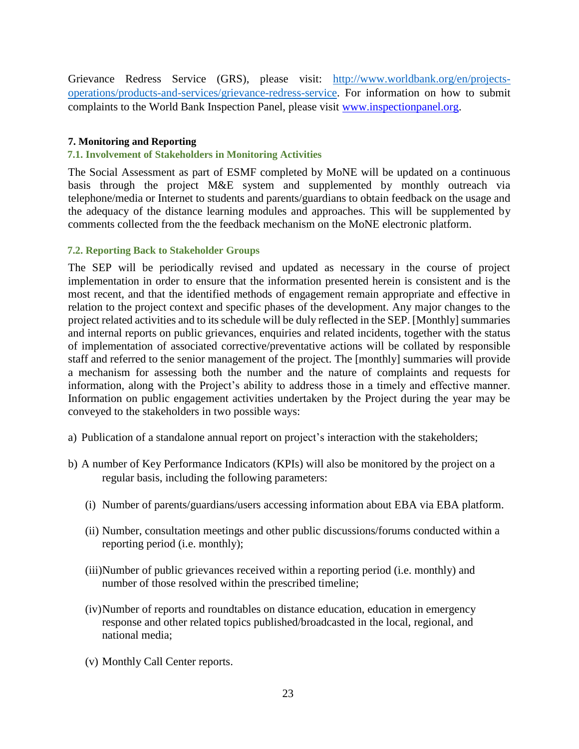Grievance Redress Service (GRS), please visit: [http://www.worldbank.org/en/projects-operations/products-and-services/grievance-redress-service](http://www.worldbank.org/en/projects-operations/products-and-services/grievance-redress-service). For information on how to submit complaints to the World Bank Inspection Panel, please visit [www.inspectionpanel.org](www.inspectionpanel.org).

## 7. Monitoring and Reporting

### 7.1. Involvement of Stakeholders in Monitoring Activities

The Social Assessment as part of ESMF completed by MoNE will be updated on a continuous basis through the project M&E system and supplemented by monthly outreach via telephone/media or Internet to students and parents/guardians to obtain feedback on the usage and the adequacy of the distance learning modules and approaches. This will be supplemented by comments collected from the the feedback mechanism on the MoNE electronic platform.

### 7.2. Reporting Back to Stakeholder Groups

The SEP will be periodically revised and updated as necessary in the course of project implementation in order to ensure that the information presented herein is consistent and is the most recent, and that the identified methods of engagement remain appropriate and effective in relation to the project context and specific phases of the development. Any major changes to the project related activities and to its schedule will be duly reflected in the SEP. [Monthly] summaries and internal reports on public grievances, enquiries and related incidents, together with the status of implementation of associated corrective/preventative actions will be collated by responsible staff and referred to the senior management of the project. The [monthly] summaries will provide a mechanism for assessing both the number and the nature of complaints and requests for information, along with the Project's ability to address those in a timely and effective manner. Information on public engagement activities undertaken by the Project during the year may be conveyed to the stakeholders in two possible ways:

a) Publication of a standalone annual report on project's interaction with the stakeholders;

b) A number of Key Performance Indicators (KPIs) will also be monitored by the project on a regular basis, including the following parameters:

   (i) Number of parents/guardians/users accessing information about EBA via EBA platform.

   (ii) Number, consultation meetings and other public discussions/forums conducted within a reporting period (i.e. monthly);

   (iii) Number of public grievances received within a reporting period (i.e. monthly) and number of those resolved within the prescribed timeline;

   (iv) Number of reports and roundtables on distance education, education in emergency response and other related topics published/broadcasted in the local, regional, and national media;

   (v) Monthly Call Center reports.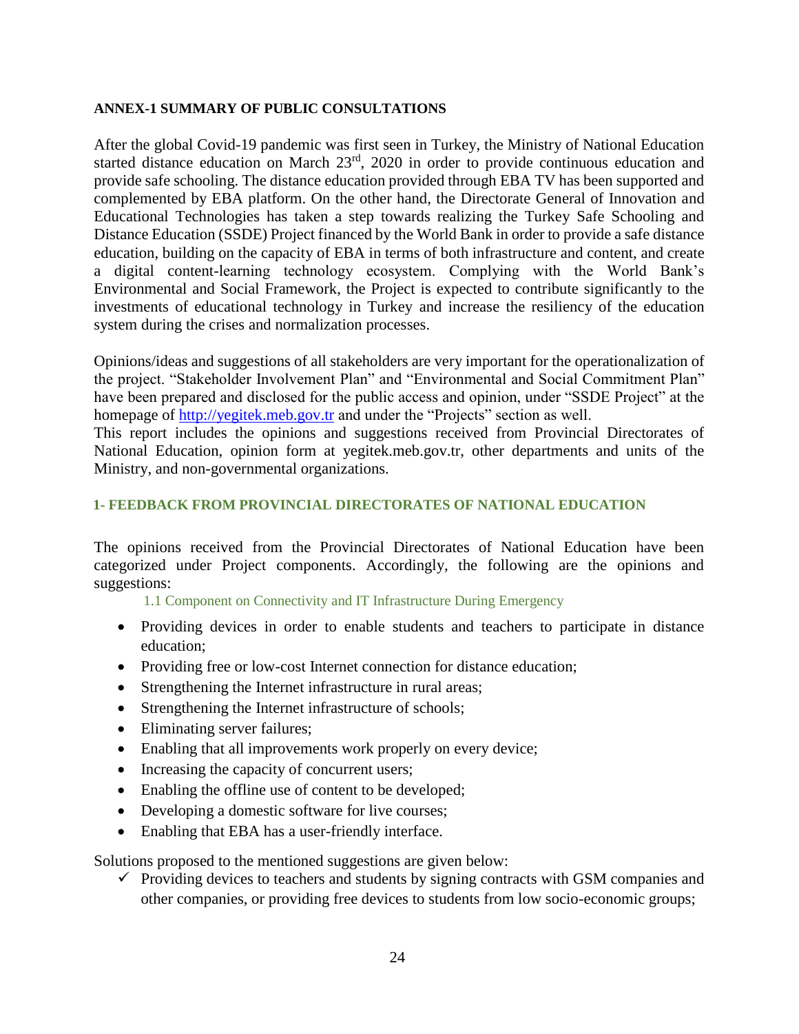**ANNEX-1 SUMMARY OF PUBLIC CONSULTATIONS**

After the global Covid-19 pandemic was first seen in Turkey, the Ministry of National Education started distance education on March 23rd, 2020 in order to provide continuous education and provide safe schooling. The distance education provided through EBA TV has been supported and complemented by EBA platform. On the other hand, the Directorate General of Innovation and Educational Technologies has taken a step towards realizing the Turkey Safe Schooling and Distance Education (SSDE) Project financed by the World Bank in order to provide a safe distance education, building on the capacity of EBA in terms of both infrastructure and content, and create a digital content-learning technology ecosystem. Complying with the World Bank's Environmental and Social Framework, the Project is expected to contribute significantly to the investments of educational technology in Turkey and increase the resiliency of the education system during the crises and normalization processes.

Opinions/ideas and suggestions of all stakeholders are very important for the operationalization of the project. "Stakeholder Involvement Plan" and "Environmental and Social Commitment Plan" have been prepared and disclosed for the public access and opinion, under "SSDE Project" at the homepage of http://yegitek.meb.gov.tr and under the "Projects" section as well.

This report includes the opinions and suggestions received from Provincial Directorates of National Education, opinion form at yegitek.meb.gov.tr, other departments and units of the Ministry, and non-governmental organizations.

## 1- FEEDBACK FROM PROVINCIAL DIRECTORATES OF NATIONAL EDUCATION

The opinions received from the Provincial Directorates of National Education have been categorized under Project components. Accordingly, the following are the opinions and suggestions:

### 1.1 Component on Connectivity and IT Infrastructure During Emergency

- Providing devices in order to enable students and teachers to participate in distance education;
- Providing free or low-cost Internet connection for distance education;
- Strengthening the Internet infrastructure in rural areas;
- Strengthening the Internet infrastructure of schools;
- Eliminating server failures;
- Enabling that all improvements work properly on every device;
- Increasing the capacity of concurrent users;
- Enabling the offline use of content to be developed;
- Developing a domestic software for live courses;
- Enabling that EBA has a user-friendly interface.

Solutions proposed to the mentioned suggestions are given below:

- ✓ Providing devices to teachers and students by signing contracts with GSM companies and other companies, or providing free devices to students from low socio-economic groups;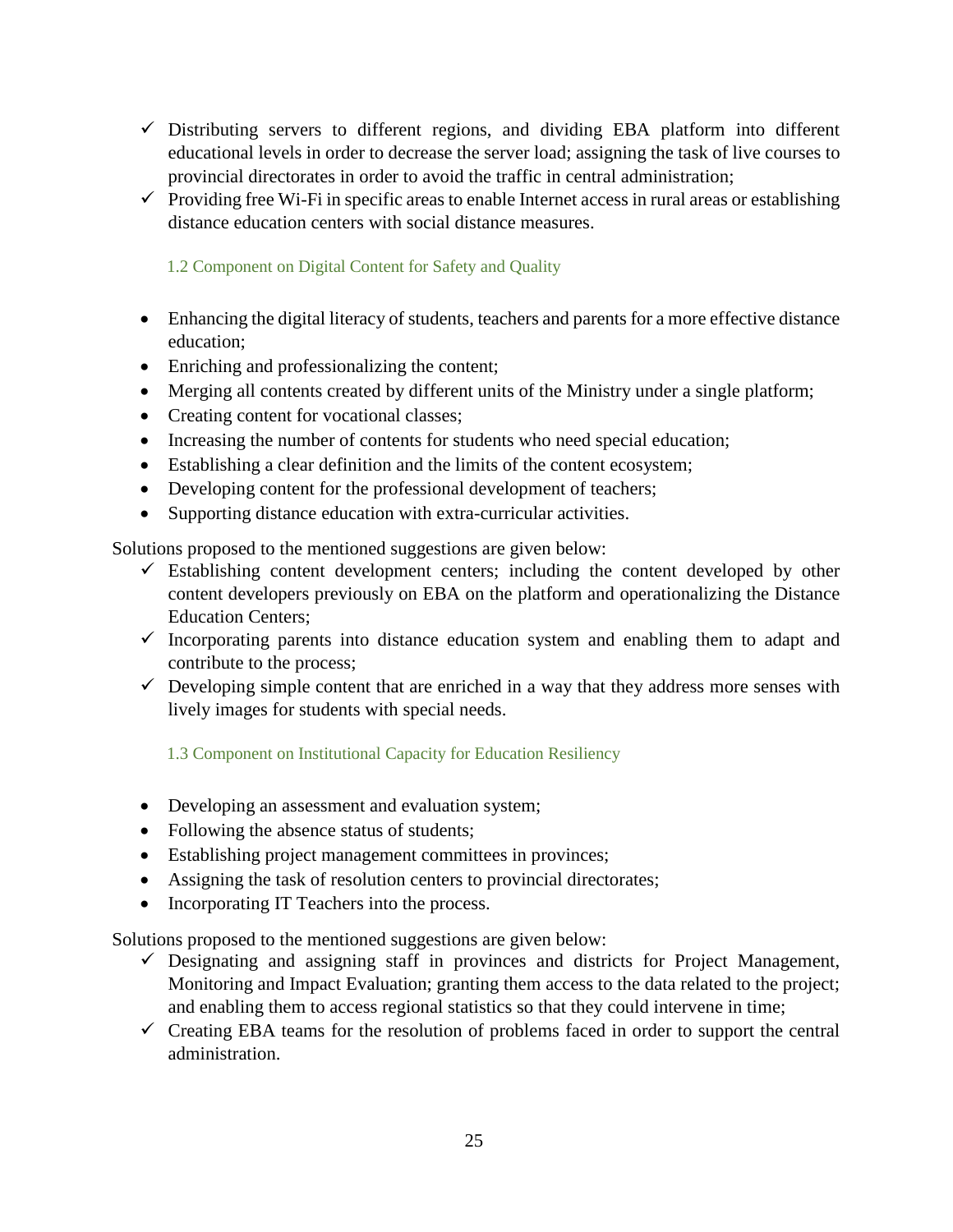- ✓ Distributing servers to different regions, and dividing EBA platform into different educational levels in order to decrease the server load; assigning the task of live courses to provincial directorates in order to avoid the traffic in central administration;
- ✓ Providing free Wi-Fi in specific areas to enable Internet access in rural areas or establishing distance education centers with social distance measures.

### 1.2 Component on Digital Content for Safety and Quality

- Enhancing the digital literacy of students, teachers and parents for a more effective distance education;
- Enriching and professionalizing the content;
- Merging all contents created by different units of the Ministry under a single platform;
- Creating content for vocational classes;
- Increasing the number of contents for students who need special education;
- Establishing a clear definition and the limits of the content ecosystem;
- Developing content for the professional development of teachers;
- Supporting distance education with extra-curricular activities.

Solutions proposed to the mentioned suggestions are given below:

- ✓ Establishing content development centers; including the content developed by other content developers previously on EBA on the platform and operationalizing the Distance Education Centers;
- ✓ Incorporating parents into distance education system and enabling them to adapt and contribute to the process;
- ✓ Developing simple content that are enriched in a way that they address more senses with lively images for students with special needs.

### 1.3 Component on Institutional Capacity for Education Resiliency

- Developing an assessment and evaluation system;
- Following the absence status of students;
- Establishing project management committees in provinces;
- Assigning the task of resolution centers to provincial directorates;
- Incorporating IT Teachers into the process.

Solutions proposed to the mentioned suggestions are given below:

- ✓ Designating and assigning staff in provinces and districts for Project Management, Monitoring and Impact Evaluation; granting them access to the data related to the project; and enabling them to access regional statistics so that they could intervene in time;
- ✓ Creating EBA teams for the resolution of problems faced in order to support the central administration.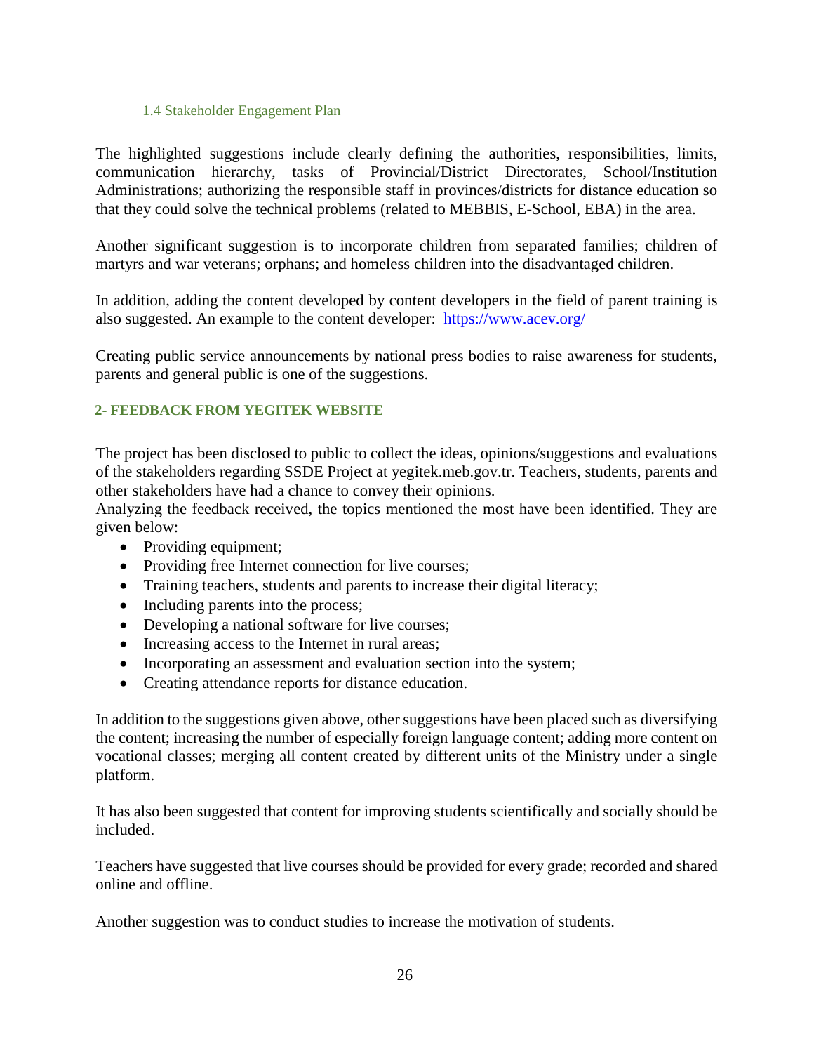### 1.4 Stakeholder Engagement Plan

The highlighted suggestions include clearly defining the authorities, responsibilities, limits, communication hierarchy, tasks of Provincial/District Directorates, School/Institution Administrations; authorizing the responsible staff in provinces/districts for distance education so that they could solve the technical problems (related to MEBBIS, E-School, EBA) in the area.

Another significant suggestion is to incorporate children from separated families; children of martyrs and war veterans; orphans; and homeless children into the disadvantaged children.

In addition, adding the content developed by content developers in the field of parent training is also suggested. An example to the content developer: [https://www.acev.org/](https://www.acev.org/)

Creating public service announcements by national press bodies to raise awareness for students, parents and general public is one of the suggestions.

## 2- FEEDBACK FROM YEGITEK WEBSITE

The project has been disclosed to public to collect the ideas, opinions/suggestions and evaluations of the stakeholders regarding SSDE Project at yegitek.meb.gov.tr. Teachers, students, parents and other stakeholders have had a chance to convey their opinions.
Analyzing the feedback received, the topics mentioned the most have been identified. They are given below:

- Providing equipment;
- Providing free Internet connection for live courses;
- Training teachers, students and parents to increase their digital literacy;
- Including parents into the process;
- Developing a national software for live courses;
- Increasing access to the Internet in rural areas;
- Incorporating an assessment and evaluation section into the system;
- Creating attendance reports for distance education.

In addition to the suggestions given above, other suggestions have been placed such as diversifying the content; increasing the number of especially foreign language content; adding more content on vocational classes; merging all content created by different units of the Ministry under a single platform.

It has also been suggested that content for improving students scientifically and socially should be included.

Teachers have suggested that live courses should be provided for every grade; recorded and shared online and offline.

Another suggestion was to conduct studies to increase the motivation of students.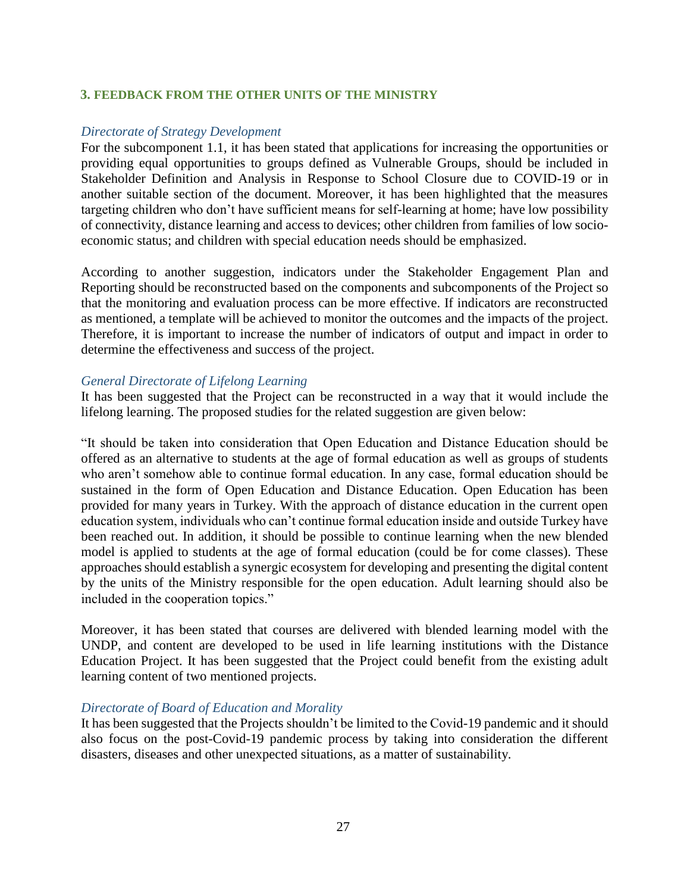## 3. FEEDBACK FROM THE OTHER UNITS OF THE MINISTRY

*Directorate of Strategy Development*

For the subcomponent 1.1, it has been stated that applications for increasing the opportunities or providing equal opportunities to groups defined as Vulnerable Groups, should be included in Stakeholder Definition and Analysis in Response to School Closure due to COVID-19 or in another suitable section of the document. Moreover, it has been highlighted that the measures targeting children who don't have sufficient means for self-learning at home; have low possibility of connectivity, distance learning and access to devices; other children from families of low socio-economic status; and children with special education needs should be emphasized.

According to another suggestion, indicators under the Stakeholder Engagement Plan and Reporting should be reconstructed based on the components and subcomponents of the Project so that the monitoring and evaluation process can be more effective. If indicators are reconstructed as mentioned, a template will be achieved to monitor the outcomes and the impacts of the project. Therefore, it is important to increase the number of indicators of output and impact in order to determine the effectiveness and success of the project.

*General Directorate of Lifelong Learning*

It has been suggested that the Project can be reconstructed in a way that it would include the lifelong learning. The proposed studies for the related suggestion are given below:

"It should be taken into consideration that Open Education and Distance Education should be offered as an alternative to students at the age of formal education as well as groups of students who aren't somehow able to continue formal education. In any case, formal education should be sustained in the form of Open Education and Distance Education. Open Education has been provided for many years in Turkey. With the approach of distance education in the current open education system, individuals who can't continue formal education inside and outside Turkey have been reached out. In addition, it should be possible to continue learning when the new blended model is applied to students at the age of formal education (could be for come classes). These approaches should establish a synergic ecosystem for developing and presenting the digital content by the units of the Ministry responsible for the open education. Adult learning should also be included in the cooperation topics."

Moreover, it has been stated that courses are delivered with blended learning model with the UNDP, and content are developed to be used in life learning institutions with the Distance Education Project. It has been suggested that the Project could benefit from the existing adult learning content of two mentioned projects.

*Directorate of Board of Education and Morality*

It has been suggested that the Projects shouldn't be limited to the Covid-19 pandemic and it should also focus on the post-Covid-19 pandemic process by taking into consideration the different disasters, diseases and other unexpected situations, as a matter of sustainability.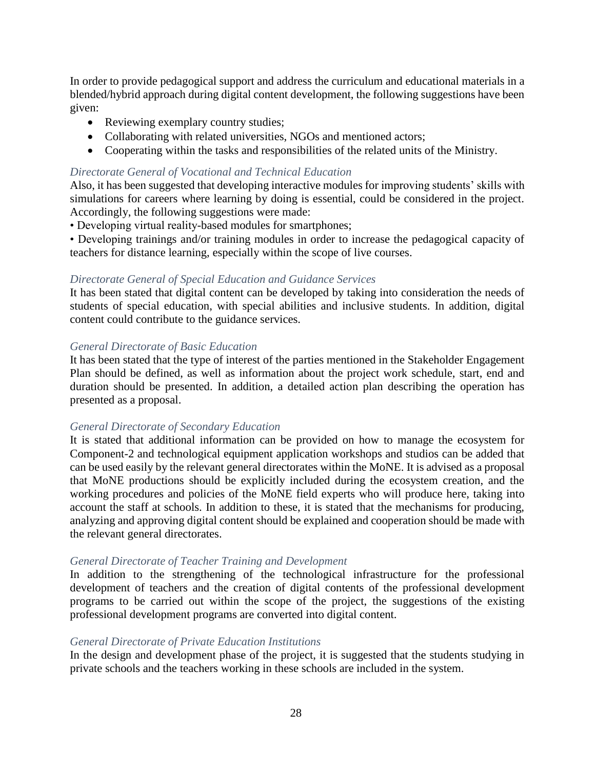In order to provide pedagogical support and address the curriculum and educational materials in a blended/hybrid approach during digital content development, the following suggestions have been given:

- Reviewing exemplary country studies;
- Collaborating with related universities, NGOs and mentioned actors;
- Cooperating within the tasks and responsibilities of the related units of the Ministry.

*Directorate General of Vocational and Technical Education*

Also, it has been suggested that developing interactive modules for improving students' skills with simulations for careers where learning by doing is essential, could be considered in the project. Accordingly, the following suggestions were made:

- Developing virtual reality-based modules for smartphones;
- Developing trainings and/or training modules in order to increase the pedagogical capacity of teachers for distance learning, especially within the scope of live courses.

*Directorate General of Special Education and Guidance Services*

It has been stated that digital content can be developed by taking into consideration the needs of students of special education, with special abilities and inclusive students. In addition, digital content could contribute to the guidance services.

*General Directorate of Basic Education*

It has been stated that the type of interest of the parties mentioned in the Stakeholder Engagement Plan should be defined, as well as information about the project work schedule, start, end and duration should be presented. In addition, a detailed action plan describing the operation has presented as a proposal.

*General Directorate of Secondary Education*

It is stated that additional information can be provided on how to manage the ecosystem for Component-2 and technological equipment application workshops and studios can be added that can be used easily by the relevant general directorates within the MoNE. It is advised as a proposal that MoNE productions should be explicitly included during the ecosystem creation, and the working procedures and policies of the MoNE field experts who will produce here, taking into account the staff at schools. In addition to these, it is stated that the mechanisms for producing, analyzing and approving digital content should be explained and cooperation should be made with the relevant general directorates.

*General Directorate of Teacher Training and Development*

In addition to the strengthening of the technological infrastructure for the professional development of teachers and the creation of digital contents of the professional development programs to be carried out within the scope of the project, the suggestions of the existing professional development programs are converted into digital content.

*General Directorate of Private Education Institutions*

In the design and development phase of the project, it is suggested that the students studying in private schools and the teachers working in these schools are included in the system.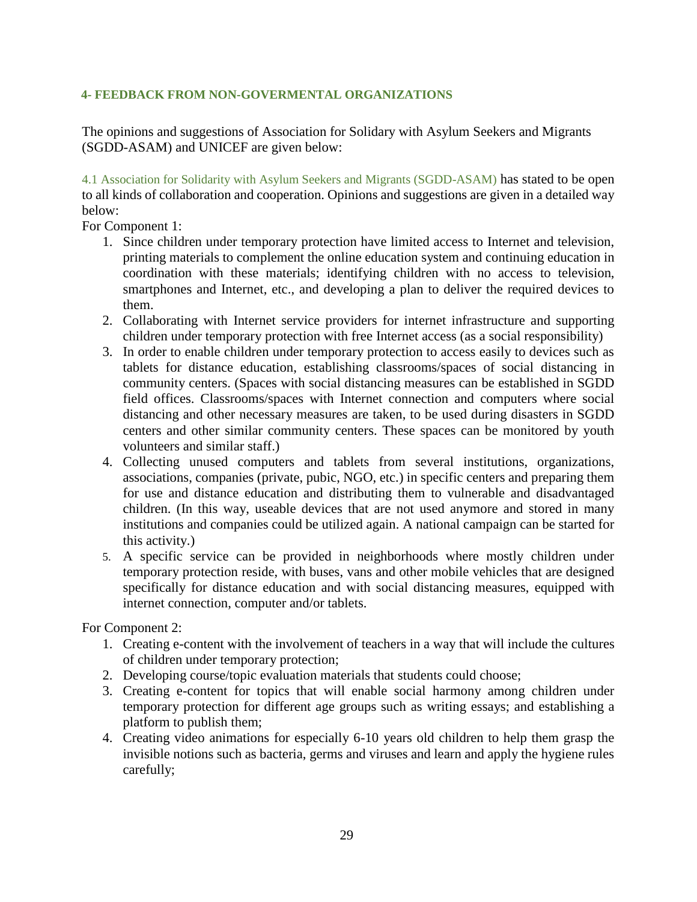## 4- FEEDBACK FROM NON-GOVERMENTAL ORGANIZATIONS

The opinions and suggestions of Association for Solidary with Asylum Seekers and Migrants (SGDD-ASAM) and UNICEF are given below:

### 4.1 Association for Solidarity with Asylum Seekers and Migrants (SGDD-ASAM)

4.1 Association for Solidarity with Asylum Seekers and Migrants (SGDD-ASAM) has stated to be open to all kinds of collaboration and cooperation. Opinions and suggestions are given in a detailed way below:

For Component 1:

1. Since children under temporary protection have limited access to Internet and television, printing materials to complement the online education system and continuing education in coordination with these materials; identifying children with no access to television, smartphones and Internet, etc., and developing a plan to deliver the required devices to them.
2. Collaborating with Internet service providers for internet infrastructure and supporting children under temporary protection with free Internet access (as a social responsibility)
3. In order to enable children under temporary protection to access easily to devices such as tablets for distance education, establishing classrooms/spaces of social distancing in community centers. (Spaces with social distancing measures can be established in SGDD field offices. Classrooms/spaces with Internet connection and computers where social distancing and other necessary measures are taken, to be used during disasters in SGDD centers and other similar community centers. These spaces can be monitored by youth volunteers and similar staff.)
4. Collecting unused computers and tablets from several institutions, organizations, associations, companies (private, pubic, NGO, etc.) in specific centers and preparing them for use and distance education and distributing them to vulnerable and disadvantaged children. (In this way, useable devices that are not used anymore and stored in many institutions and companies could be utilized again. A national campaign can be started for this activity.)
5. A specific service can be provided in neighborhoods where mostly children under temporary protection reside, with buses, vans and other mobile vehicles that are designed specifically for distance education and with social distancing measures, equipped with internet connection, computer and/or tablets.

For Component 2:

1. Creating e-content with the involvement of teachers in a way that will include the cultures of children under temporary protection;
2. Developing course/topic evaluation materials that students could choose;
3. Creating e-content for topics that will enable social harmony among children under temporary protection for different age groups such as writing essays; and establishing a platform to publish them;
4. Creating video animations for especially 6-10 years old children to help them grasp the invisible notions such as bacteria, germs and viruses and learn and apply the hygiene rules carefully;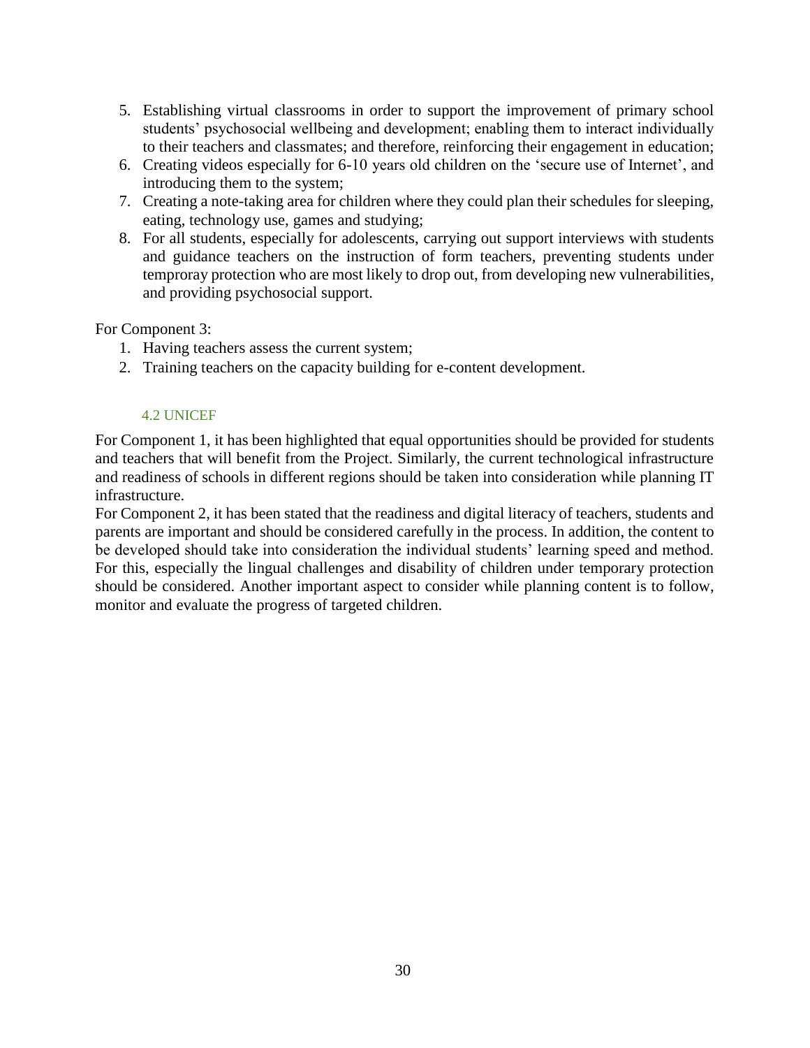5. Establishing virtual classrooms in order to support the improvement of primary school students' psychosocial wellbeing and development; enabling them to interact individually to their teachers and classmates; and therefore, reinforcing their engagement in education;
6. Creating videos especially for 6-10 years old children on the 'secure use of Internet', and introducing them to the system;
7. Creating a note-taking area for children where they could plan their schedules for sleeping, eating, technology use, games and studying;
8. For all students, especially for adolescents, carrying out support interviews with students and guidance teachers on the instruction of form teachers, preventing students under temproray protection who are most likely to drop out, from developing new vulnerabilities, and providing psychosocial support.

For Component 3:

1. Having teachers assess the current system;
2. Training teachers on the capacity building for e-content development.

### 4.2 UNICEF

For Component 1, it has been highlighted that equal opportunities should be provided for students and teachers that will benefit from the Project. Similarly, the current technological infrastructure and readiness of schools in different regions should be taken into consideration while planning IT infrastructure.

For Component 2, it has been stated that the readiness and digital literacy of teachers, students and parents are important and should be considered carefully in the process. In addition, the content to be developed should take into consideration the individual students' learning speed and method. For this, especially the lingual challenges and disability of children under temporary protection should be considered. Another important aspect to consider while planning content is to follow, monitor and evaluate the progress of targeted children.